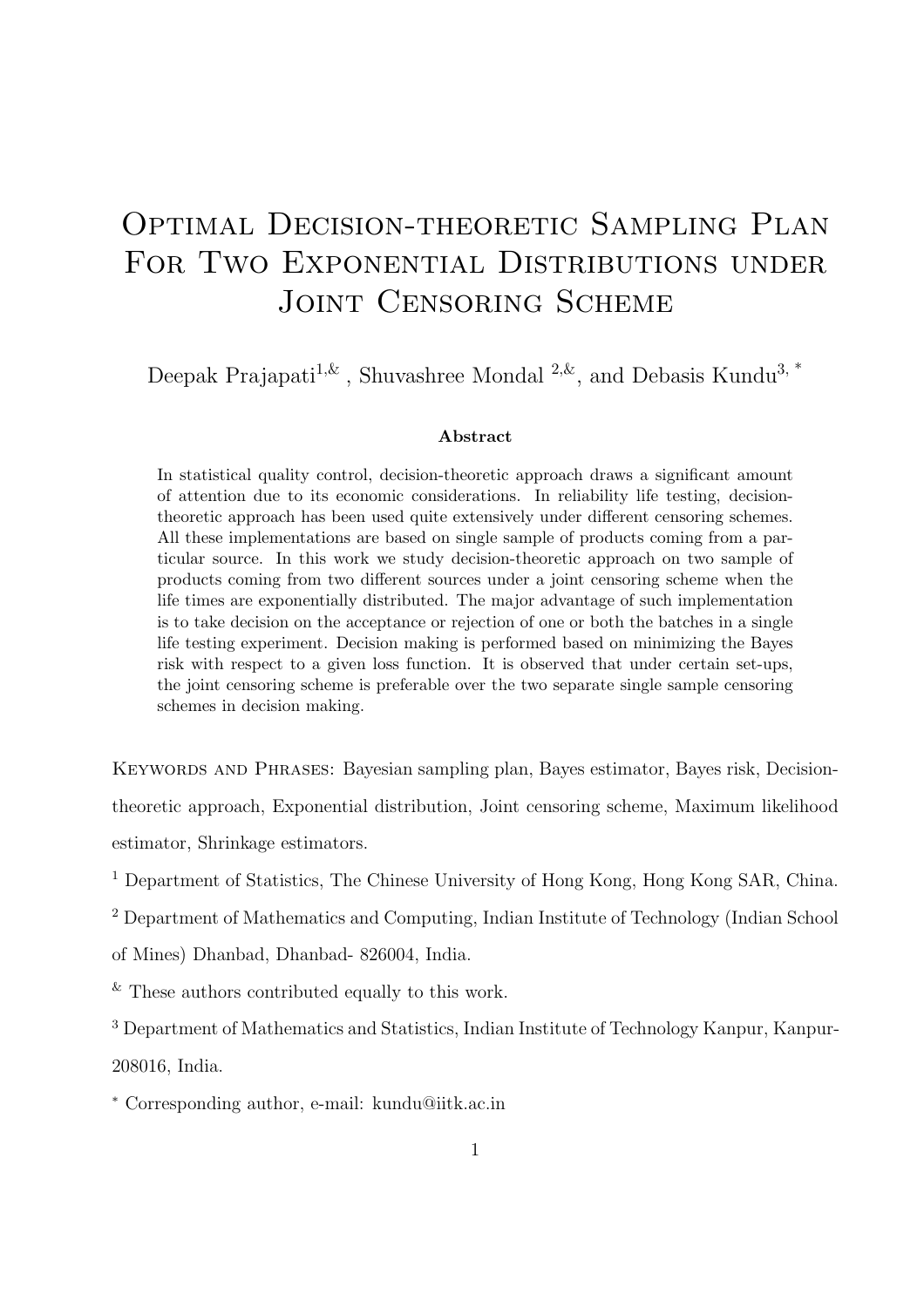# Optimal Decision-theoretic Sampling Plan For Two Exponential Distributions under Joint Censoring Scheme

Deepak Prajapati[1,&] , Shuvashree Mondal [2,&], and Debasis Kundu[3, *]

### Abstract

In statistical quality control, decision-theoretic approach draws a significant amount of attention due to its economic considerations. In reliability life testing, decision-theoretic approach has been used quite extensively under different censoring schemes. All these implementations are based on single sample of products coming from a particular source. In this work we study decision-theoretic approach on two sample of products coming from two different sources under a joint censoring scheme when the life times are exponentially distributed. The major advantage of such implementation is to take decision on the acceptance or rejection of one or both the batches in a single life testing experiment. Decision making is performed based on minimizing the Bayes risk with respect to a given loss function. It is observed that under certain set-ups, the joint censoring scheme is preferable over the two separate single sample censoring schemes in decision making.

Keywords and Phrases: Bayesian sampling plan, Bayes estimator, Bayes risk, Decision-theoretic approach, Exponential distribution, Joint censoring scheme, Maximum likelihood estimator, Shrinkage estimators.

[1] Department of Statistics, The Chinese University of Hong Kong, Hong Kong SAR, China.

[2] Department of Mathematics and Computing, Indian Institute of Technology (Indian School of Mines) Dhanbad, Dhanbad- 826004, India.

[&] These authors contributed equally to this work.

[3] Department of Mathematics and Statistics, Indian Institute of Technology Kanpur, Kanpur-208016, India.

[*] Corresponding author, e-mail: kundu@iitk.ac.in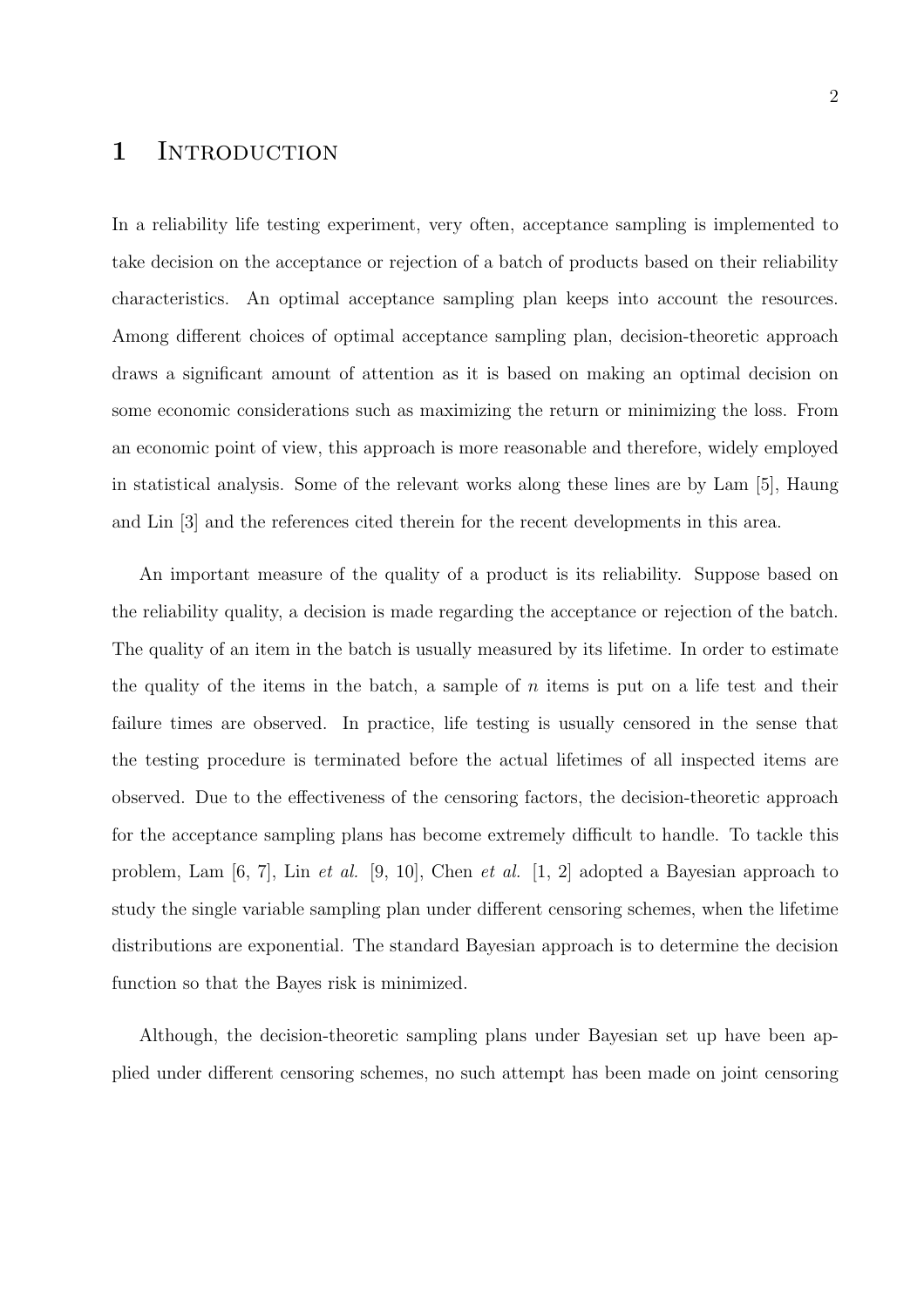# 1 Introduction

In a reliability life testing experiment, very often, acceptance sampling is implemented to take decision on the acceptance or rejection of a batch of products based on their reliability characteristics. An optimal acceptance sampling plan keeps into account the resources. Among different choices of optimal acceptance sampling plan, decision-theoretic approach draws a significant amount of attention as it is based on making an optimal decision on some economic considerations such as maximizing the return or minimizing the loss. From an economic point of view, this approach is more reasonable and therefore, widely employed in statistical analysis. Some of the relevant works along these lines are by Lam [5], Haung and Lin [3] and the references cited therein for the recent developments in this area.

An important measure of the quality of a product is its reliability. Suppose based on the reliability quality, a decision is made regarding the acceptance or rejection of the batch. The quality of an item in the batch is usually measured by its lifetime. In order to estimate the quality of the items in the batch, a sample of $n$ items is put on a life test and their failure times are observed. In practice, life testing is usually censored in the sense that the testing procedure is terminated before the actual lifetimes of all inspected items are observed. Due to the effectiveness of the censoring factors, the decision-theoretic approach for the acceptance sampling plans has become extremely difficult to handle. To tackle this problem, Lam [6, 7], Lin *et al.* [9, 10], Chen *et al.* [1, 2] adopted a Bayesian approach to study the single variable sampling plan under different censoring schemes, when the lifetime distributions are exponential. The standard Bayesian approach is to determine the decision function so that the Bayes risk is minimized.

Although, the decision-theoretic sampling plans under Bayesian set up have been applied under different censoring schemes, no such attempt has been made on joint censoring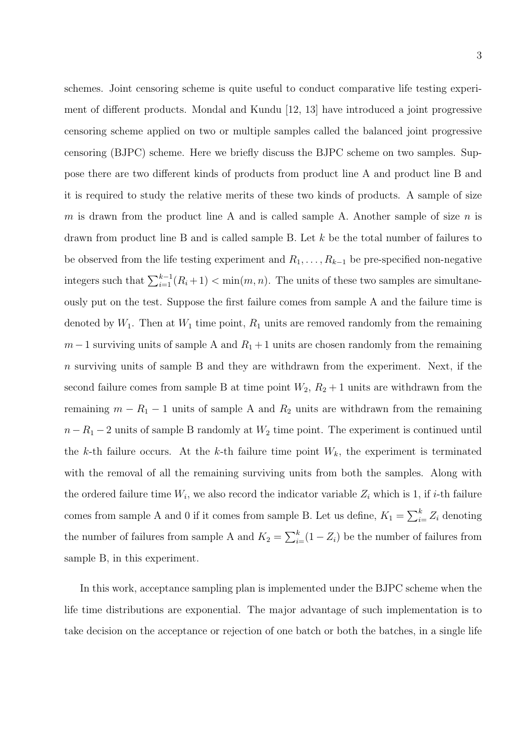schemes. Joint censoring scheme is quite useful to conduct comparative life testing experiment of different products. Mondal and Kundu [12, 13] have introduced a joint progressive censoring scheme applied on two or multiple samples called the balanced joint progressive censoring (BJPC) scheme. Here we briefly discuss the BJPC scheme on two samples. Suppose there are two different kinds of products from product line A and product line B and it is required to study the relative merits of these two kinds of products. A sample of size $m$ is drawn from the product line A and is called sample A. Another sample of size $n$ is drawn from product line B and is called sample B. Let $k$ be the total number of failures to be observed from the life testing experiment and $R_1, \ldots, R_{k-1}$ be pre-specified non-negative integers such that $\sum_{i=1}^{k-1}(R_i+1) < \min(m, n)$. The units of these two samples are simultaneously put on the test. Suppose the first failure comes from sample A and the failure time is denoted by $W_1$. Then at $W_1$ time point, $R_1$ units are removed randomly from the remaining $m-1$ surviving units of sample A and $R_1+1$ units are chosen randomly from the remaining $n$ surviving units of sample B and they are withdrawn from the experiment. Next, if the second failure comes from sample B at time point $W_2$, $R_2+1$ units are withdrawn from the remaining $m - R_1 - 1$ units of sample A and $R_2$ units are withdrawn from the remaining $n - R_1 - 2$ units of sample B randomly at $W_2$ time point. The experiment is continued until the $k$-th failure occurs. At the $k$-th failure time point $W_k$, the experiment is terminated with the removal of all the remaining surviving units from both the samples. Along with the ordered failure time $W_i$, we also record the indicator variable $Z_i$ which is 1, if $i$-th failure comes from sample A and 0 if it comes from sample B. Let us define, $K_1 = \sum_{i=}^{k} Z_i$ denoting the number of failures from sample A and $K_2 = \sum_{i=}^{k}(1 - Z_i)$ be the number of failures from sample B, in this experiment.

In this work, acceptance sampling plan is implemented under the BJPC scheme when the life time distributions are exponential. The major advantage of such implementation is to take decision on the acceptance or rejection of one batch or both the batches, in a single life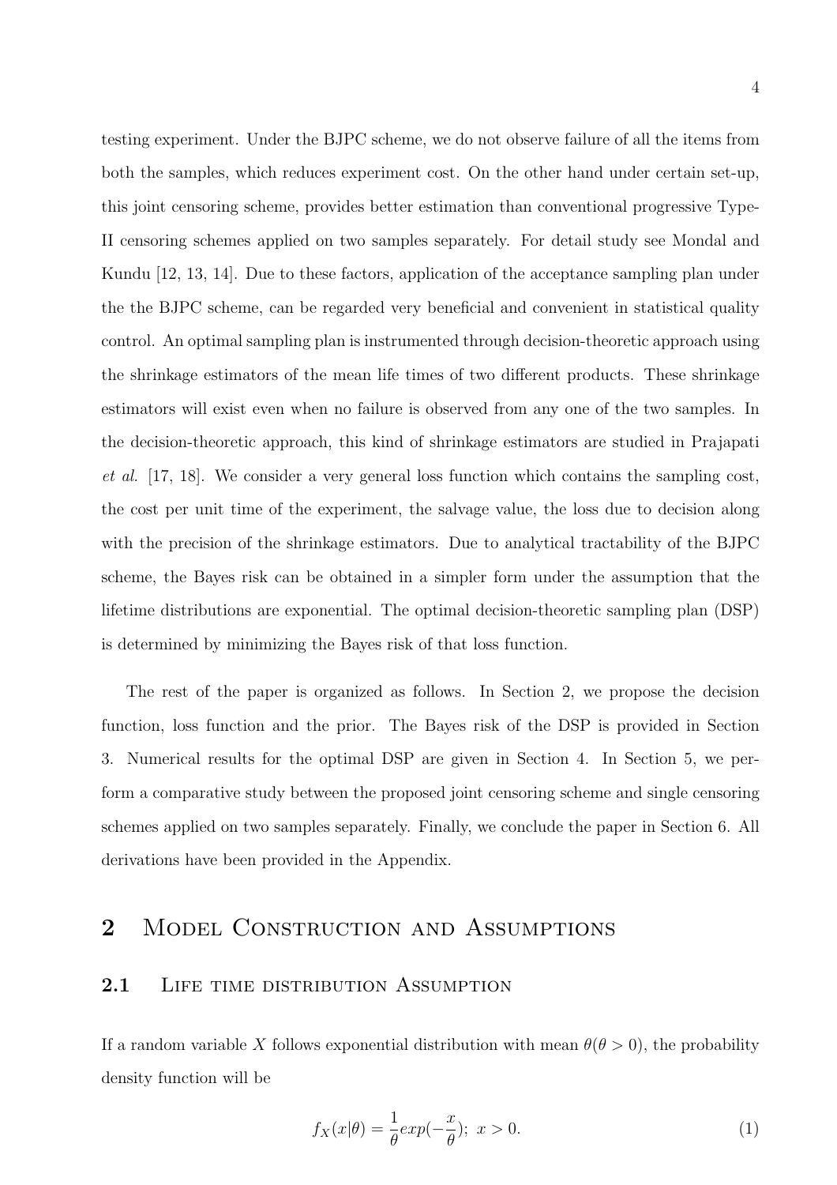testing experiment. Under the BJPC scheme, we do not observe failure of all the items from both the samples, which reduces experiment cost. On the other hand under certain set-up, this joint censoring scheme, provides better estimation than conventional progressive Type-II censoring schemes applied on two samples separately. For detail study see Mondal and Kundu [12, 13, 14]. Due to these factors, application of the acceptance sampling plan under the the BJPC scheme, can be regarded very beneficial and convenient in statistical quality control. An optimal sampling plan is instrumented through decision-theoretic approach using the shrinkage estimators of the mean life times of two different products. These shrinkage estimators will exist even when no failure is observed from any one of the two samples. In the decision-theoretic approach, this kind of shrinkage estimators are studied in Prajapati *et al.* [17, 18]. We consider a very general loss function which contains the sampling cost, the cost per unit time of the experiment, the salvage value, the loss due to decision along with the precision of the shrinkage estimators. Due to analytical tractability of the BJPC scheme, the Bayes risk can be obtained in a simpler form under the assumption that the lifetime distributions are exponential. The optimal decision-theoretic sampling plan (DSP) is determined by minimizing the Bayes risk of that loss function.

The rest of the paper is organized as follows. In Section 2, we propose the decision function, loss function and the prior. The Bayes risk of the DSP is provided in Section 3. Numerical results for the optimal DSP are given in Section 4. In Section 5, we perform a comparative study between the proposed joint censoring scheme and single censoring schemes applied on two samples separately. Finally, we conclude the paper in Section 6. All derivations have been provided in the Appendix.

# 2 Model Construction and Assumptions

## 2.1 Life time distribution Assumption

If a random variable $X$ follows exponential distribution with mean $\theta(\theta > 0)$, the probability density function will be

$$f_X(x|\theta) = \frac{1}{\theta}exp(-\frac{x}{\theta});\ x > 0. \tag{1}$$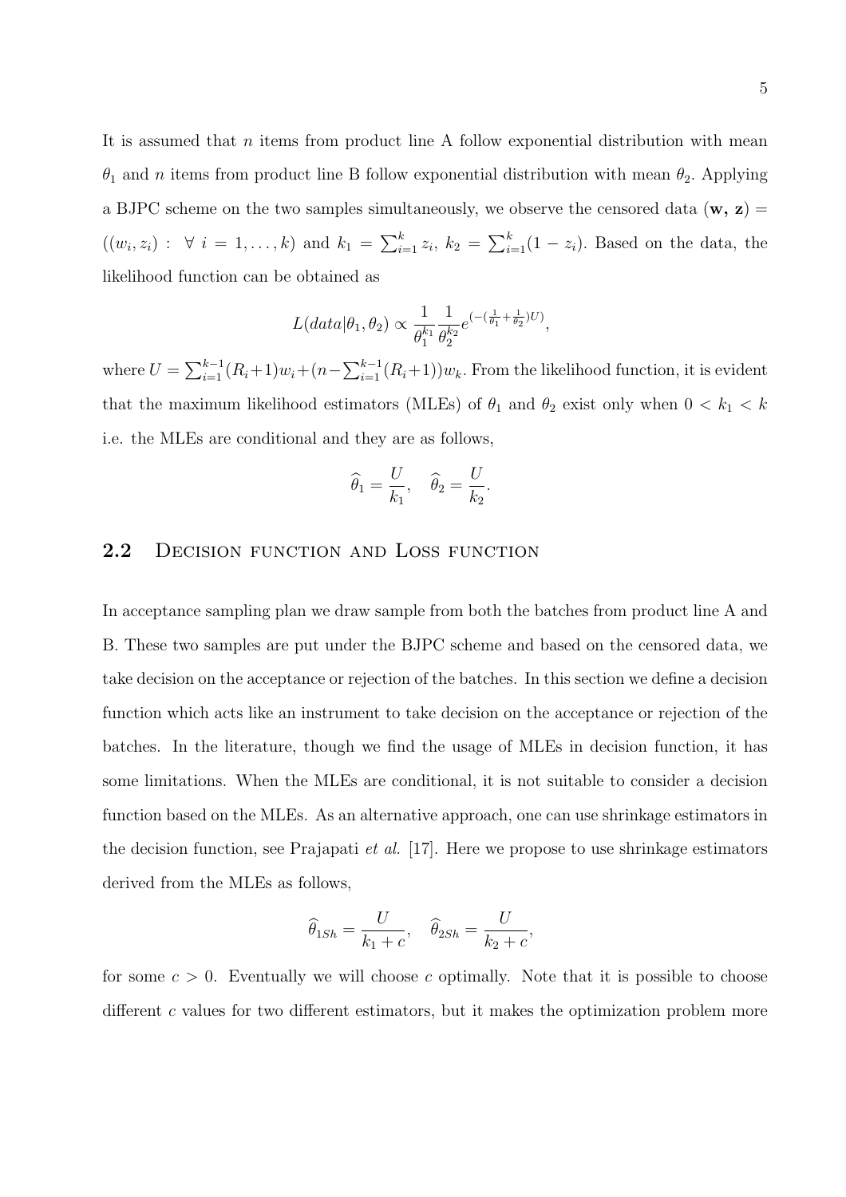It is assumed that $n$ items from product line A follow exponential distribution with mean $\theta_1$ and $n$ items from product line B follow exponential distribution with mean $\theta_2$. Applying a BJPC scheme on the two samples simultaneously, we observe the censored data $(\mathbf{w}, \mathbf{z}) = ((w_i, z_i) : \forall\ i = 1, \ldots, k)$ and $k_1 = \sum_{i=1}^{k} z_i$, $k_2 = \sum_{i=1}^{k}(1 - z_i)$. Based on the data, the likelihood function can be obtained as

$$L(data|\theta_1, \theta_2) \propto \frac{1}{\theta_1^{k_1}} \frac{1}{\theta_2^{k_2}} e^{(-(\frac{1}{\theta_1}+\frac{1}{\theta_2})U)},$$

where $U = \sum_{i=1}^{k-1}(R_i+1)w_i + (n - \sum_{i=1}^{k-1}(R_i+1))w_k$. From the likelihood function, it is evident that the maximum likelihood estimators (MLEs) of $\theta_1$ and $\theta_2$ exist only when $0 < k_1 < k$ i.e. the MLEs are conditional and they are as follows,

$$\widehat{\theta}_1 = \frac{U}{k_1}, \quad \widehat{\theta}_2 = \frac{U}{k_2}.$$

## 2.2 Decision function and Loss function

In acceptance sampling plan we draw sample from both the batches from product line A and B. These two samples are put under the BJPC scheme and based on the censored data, we take decision on the acceptance or rejection of the batches. In this section we define a decision function which acts like an instrument to take decision on the acceptance or rejection of the batches. In the literature, though we find the usage of MLEs in decision function, it has some limitations. When the MLEs are conditional, it is not suitable to consider a decision function based on the MLEs. As an alternative approach, one can use shrinkage estimators in the decision function, see Prajapati *et al.* [17]. Here we propose to use shrinkage estimators derived from the MLEs as follows,

$$\widehat{\theta}_{1Sh} = \frac{U}{k_1 + c}, \quad \widehat{\theta}_{2Sh} = \frac{U}{k_2 + c},$$

for some $c > 0$. Eventually we will choose $c$ optimally. Note that it is possible to choose different $c$ values for two different estimators, but it makes the optimization problem more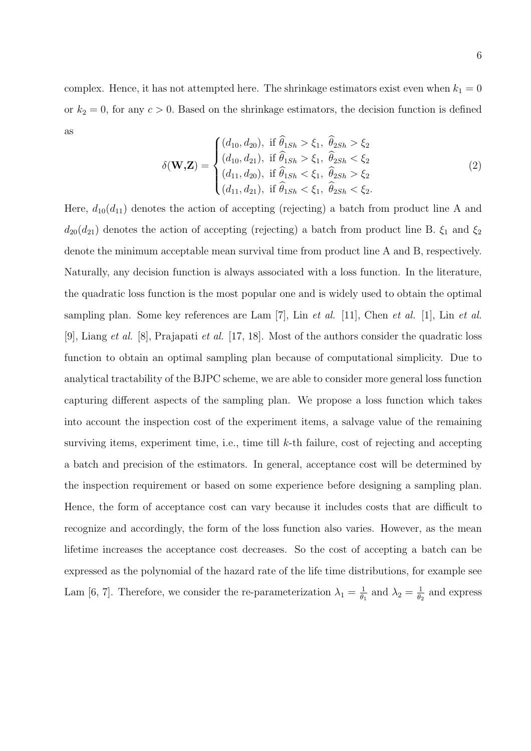complex. Hence, it has not attempted here. The shrinkage estimators exist even when $k_1 = 0$ or $k_2 = 0$, for any $c > 0$. Based on the shrinkage estimators, the decision function is defined as

$$\delta(\mathbf{W},\mathbf{Z}) = \begin{cases} (d_{10}, d_{20}), & \text{if } \widehat{\theta}_{1Sh} > \xi_1, \ \widehat{\theta}_{2Sh} > \xi_2 \\ (d_{10}, d_{21}), & \text{if } \widehat{\theta}_{1Sh} > \xi_1, \ \widehat{\theta}_{2Sh} < \xi_2 \\ (d_{11}, d_{20}), & \text{if } \widehat{\theta}_{1Sh} < \xi_1, \ \widehat{\theta}_{2Sh} > \xi_2 \\ (d_{11}, d_{21}), & \text{if } \widehat{\theta}_{1Sh} < \xi_1, \ \widehat{\theta}_{2Sh} < \xi_2. \end{cases} \tag{2}$$

Here, $d_{10}(d_{11})$ denotes the action of accepting (rejecting) a batch from product line A and $d_{20}(d_{21})$ denotes the action of accepting (rejecting) a batch from product line B. $\xi_1$ and $\xi_2$ denote the minimum acceptable mean survival time from product line A and B, respectively. Naturally, any decision function is always associated with a loss function. In the literature, the quadratic loss function is the most popular one and is widely used to obtain the optimal sampling plan. Some key references are Lam [7], Lin *et al.* [11], Chen *et al.* [1], Lin *et al.* [9], Liang *et al.* [8], Prajapati *et al.* [17, 18]. Most of the authors consider the quadratic loss function to obtain an optimal sampling plan because of computational simplicity. Due to analytical tractability of the BJPC scheme, we are able to consider more general loss function capturing different aspects of the sampling plan. We propose a loss function which takes into account the inspection cost of the experiment items, a salvage value of the remaining surviving items, experiment time, i.e., time till $k$-th failure, cost of rejecting and accepting a batch and precision of the estimators. In general, acceptance cost will be determined by the inspection requirement or based on some experience before designing a sampling plan. Hence, the form of acceptance cost can vary because it includes costs that are difficult to recognize and accordingly, the form of the loss function also varies. However, as the mean lifetime increases the acceptance cost decreases. So the cost of accepting a batch can be expressed as the polynomial of the hazard rate of the life time distributions, for example see Lam [6, 7]. Therefore, we consider the re-parameterization $\lambda_1 = \frac{1}{\theta_1}$ and $\lambda_2 = \frac{1}{\theta_2}$ and express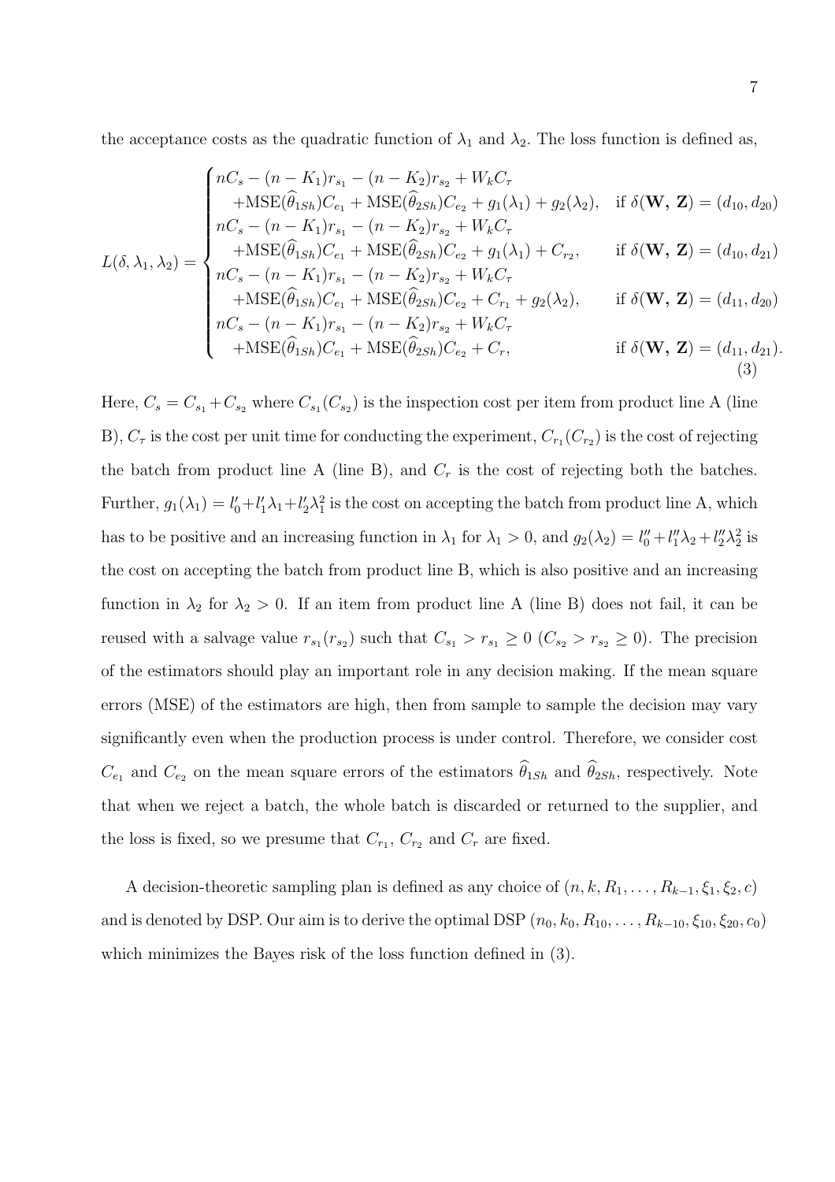the acceptance costs as the quadratic function of $\lambda_1$ and $\lambda_2$. The loss function is defined as,

$$
L(\delta, \lambda_1, \lambda_2) = \begin{cases} nC_s - (n-K_1)r_{s_1} - (n-K_2)r_{s_2} + W_k C_\tau & \\ \quad +\text{MSE}(\widehat{\theta}_{1Sh})C_{e_1} + \text{MSE}(\widehat{\theta}_{2Sh})C_{e_2} + g_1(\lambda_1) + g_2(\lambda_2), & \text{if } \delta(\mathbf{W},\, \mathbf{Z}) = (d_{10}, d_{20}) \\ nC_s - (n-K_1)r_{s_1} - (n-K_2)r_{s_2} + W_k C_\tau & \\ \quad +\text{MSE}(\widehat{\theta}_{1Sh})C_{e_1} + \text{MSE}(\widehat{\theta}_{2Sh})C_{e_2} + g_1(\lambda_1) + C_{r_2}, & \text{if } \delta(\mathbf{W},\, \mathbf{Z}) = (d_{10}, d_{21}) \\ nC_s - (n-K_1)r_{s_1} - (n-K_2)r_{s_2} + W_k C_\tau & \\ \quad +\text{MSE}(\widehat{\theta}_{1Sh})C_{e_1} + \text{MSE}(\widehat{\theta}_{2Sh})C_{e_2} + C_{r_1} + g_2(\lambda_2), & \text{if } \delta(\mathbf{W},\, \mathbf{Z}) = (d_{11}, d_{20}) \\ nC_s - (n-K_1)r_{s_1} - (n-K_2)r_{s_2} + W_k C_\tau & \\ \quad +\text{MSE}(\widehat{\theta}_{1Sh})C_{e_1} + \text{MSE}(\widehat{\theta}_{2Sh})C_{e_2} + C_r, & \text{if } \delta(\mathbf{W},\, \mathbf{Z}) = (d_{11}, d_{21}). \end{cases} \tag{3}
$$

Here, $C_s = C_{s_1} + C_{s_2}$ where $C_{s_1}(C_{s_2})$ is the inspection cost per item from product line A (line B), $C_\tau$ is the cost per unit time for conducting the experiment, $C_{r_1}(C_{r_2})$ is the cost of rejecting the batch from product line A (line B), and $C_r$ is the cost of rejecting both the batches. Further, $g_1(\lambda_1) = l'_0 + l'_1\lambda_1 + l'_2\lambda_1^2$ is the cost on accepting the batch from product line A, which has to be positive and an increasing function in $\lambda_1$ for $\lambda_1 > 0$, and $g_2(\lambda_2) = l''_0 + l''_1\lambda_2 + l''_2\lambda_2^2$ is the cost on accepting the batch from product line B, which is also positive and an increasing function in $\lambda_2$ for $\lambda_2 > 0$. If an item from product line A (line B) does not fail, it can be reused with a salvage value $r_{s_1}(r_{s_2})$ such that $C_{s_1} > r_{s_1} \geq 0$ ($C_{s_2} > r_{s_2} \geq 0$). The precision of the estimators should play an important role in any decision making. If the mean square errors (MSE) of the estimators are high, then from sample to sample the decision may vary significantly even when the production process is under control. Therefore, we consider cost $C_{e_1}$ and $C_{e_2}$ on the mean square errors of the estimators $\widehat{\theta}_{1Sh}$ and $\widehat{\theta}_{2Sh}$, respectively. Note that when we reject a batch, the whole batch is discarded or returned to the supplier, and the loss is fixed, so we presume that $C_{r_1}$, $C_{r_2}$ and $C_r$ are fixed.

A decision-theoretic sampling plan is defined as any choice of $(n, k, R_1, \ldots, R_{k-1}, \xi_1, \xi_2, c)$ and is denoted by DSP. Our aim is to derive the optimal DSP $(n_0, k_0, R_{10}, \ldots, R_{k-10}, \xi_{10}, \xi_{20}, c_0)$ which minimizes the Bayes risk of the loss function defined in (3).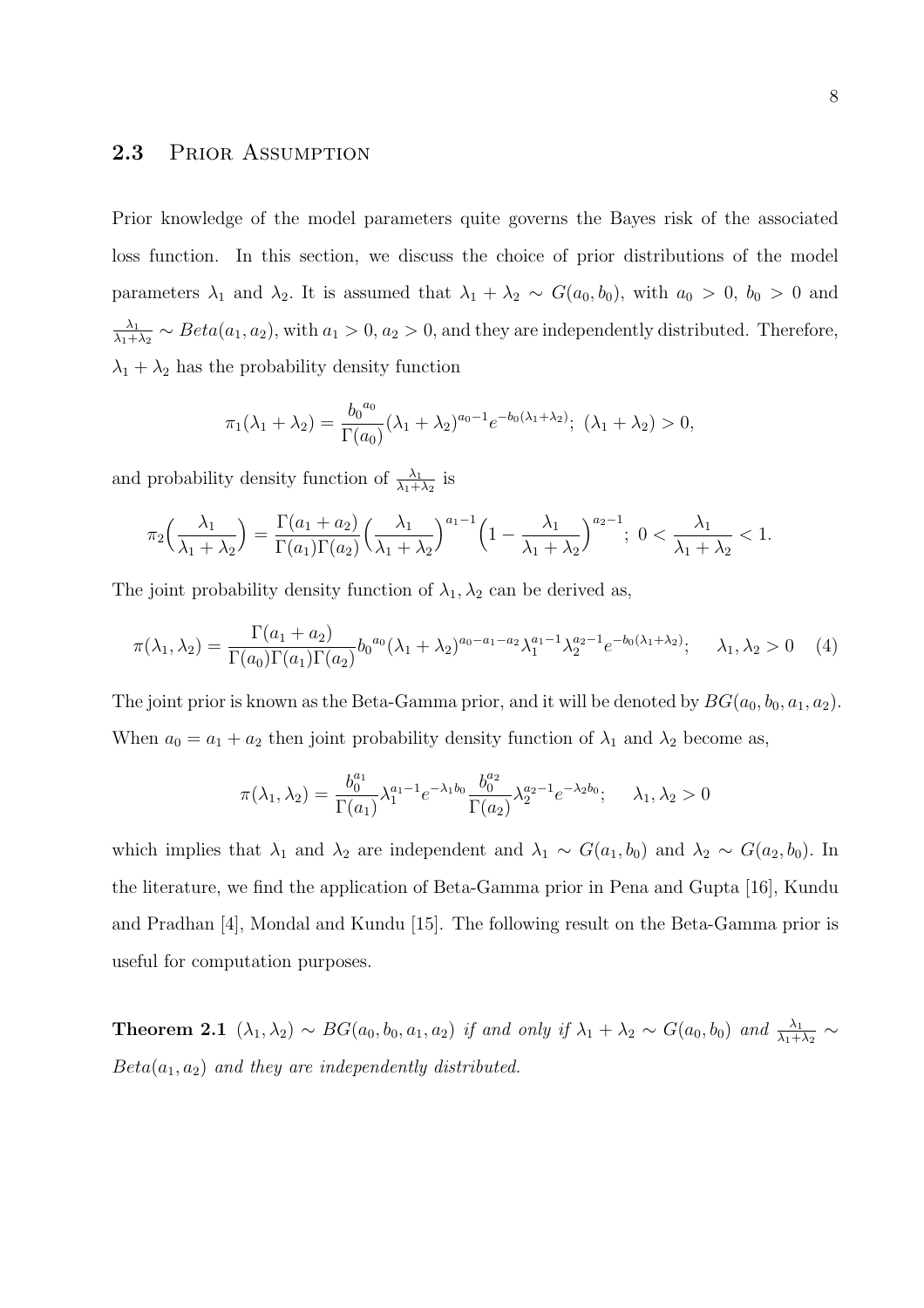## 2.3 Prior Assumption

Prior knowledge of the model parameters quite governs the Bayes risk of the associated loss function. In this section, we discuss the choice of prior distributions of the model parameters $\lambda_1$ and $\lambda_2$. It is assumed that $\lambda_1 + \lambda_2 \sim G(a_0, b_0)$, with $a_0 > 0$, $b_0 > 0$ and $\frac{\lambda_1}{\lambda_1+\lambda_2} \sim Beta(a_1, a_2)$, with $a_1 > 0$, $a_2 > 0$, and they are independently distributed. Therefore, $\lambda_1 + \lambda_2$ has the probability density function

$$\pi_1(\lambda_1 + \lambda_2) = \frac{{b_0}^{a_0}}{\Gamma(a_0)}(\lambda_1 + \lambda_2)^{a_0-1}e^{-b_0(\lambda_1+\lambda_2)};\ (\lambda_1 + \lambda_2) > 0,$$

and probability density function of $\frac{\lambda_1}{\lambda_1+\lambda_2}$ is

$$\pi_2\Big(\frac{\lambda_1}{\lambda_1 + \lambda_2}\Big) = \frac{\Gamma(a_1 + a_2)}{\Gamma(a_1)\Gamma(a_2)}\Big(\frac{\lambda_1}{\lambda_1 + \lambda_2}\Big)^{a_1-1}\Big(1 - \frac{\lambda_1}{\lambda_1 + \lambda_2}\Big)^{a_2-1};\ 0 < \frac{\lambda_1}{\lambda_1 + \lambda_2} < 1.$$

The joint probability density function of $\lambda_1, \lambda_2$ can be derived as,

$$\pi(\lambda_1, \lambda_2) = \frac{\Gamma(a_1 + a_2)}{\Gamma(a_0)\Gamma(a_1)\Gamma(a_2)}{b_0}^{a_0}(\lambda_1 + \lambda_2)^{a_0-a_1-a_2}\lambda_1^{a_1-1}\lambda_2^{a_2-1}e^{-b_0(\lambda_1+\lambda_2)};\quad \lambda_1, \lambda_2 > 0 \quad (4)$$

The joint prior is known as the Beta-Gamma prior, and it will be denoted by $BG(a_0, b_0, a_1, a_2)$. When $a_0 = a_1 + a_2$ then joint probability density function of $\lambda_1$ and $\lambda_2$ become as,

$$\pi(\lambda_1, \lambda_2) = \frac{b_0^{a_1}}{\Gamma(a_1)}\lambda_1^{a_1-1}e^{-\lambda_1 b_0}\frac{b_0^{a_2}}{\Gamma(a_2)}\lambda_2^{a_2-1}e^{-\lambda_2 b_0};\quad \lambda_1, \lambda_2 > 0$$

which implies that $\lambda_1$ and $\lambda_2$ are independent and $\lambda_1 \sim G(a_1, b_0)$ and $\lambda_2 \sim G(a_2, b_0)$. In the literature, we find the application of Beta-Gamma prior in Pena and Gupta [16], Kundu and Pradhan [4], Mondal and Kundu [15]. The following result on the Beta-Gamma prior is useful for computation purposes.

**Theorem 2.1** *$(\lambda_1, \lambda_2) \sim BG(a_0, b_0, a_1, a_2)$ if and only if $\lambda_1 + \lambda_2 \sim G(a_0, b_0)$ and $\frac{\lambda_1}{\lambda_1+\lambda_2} \sim Beta(a_1, a_2)$ and they are independently distributed.*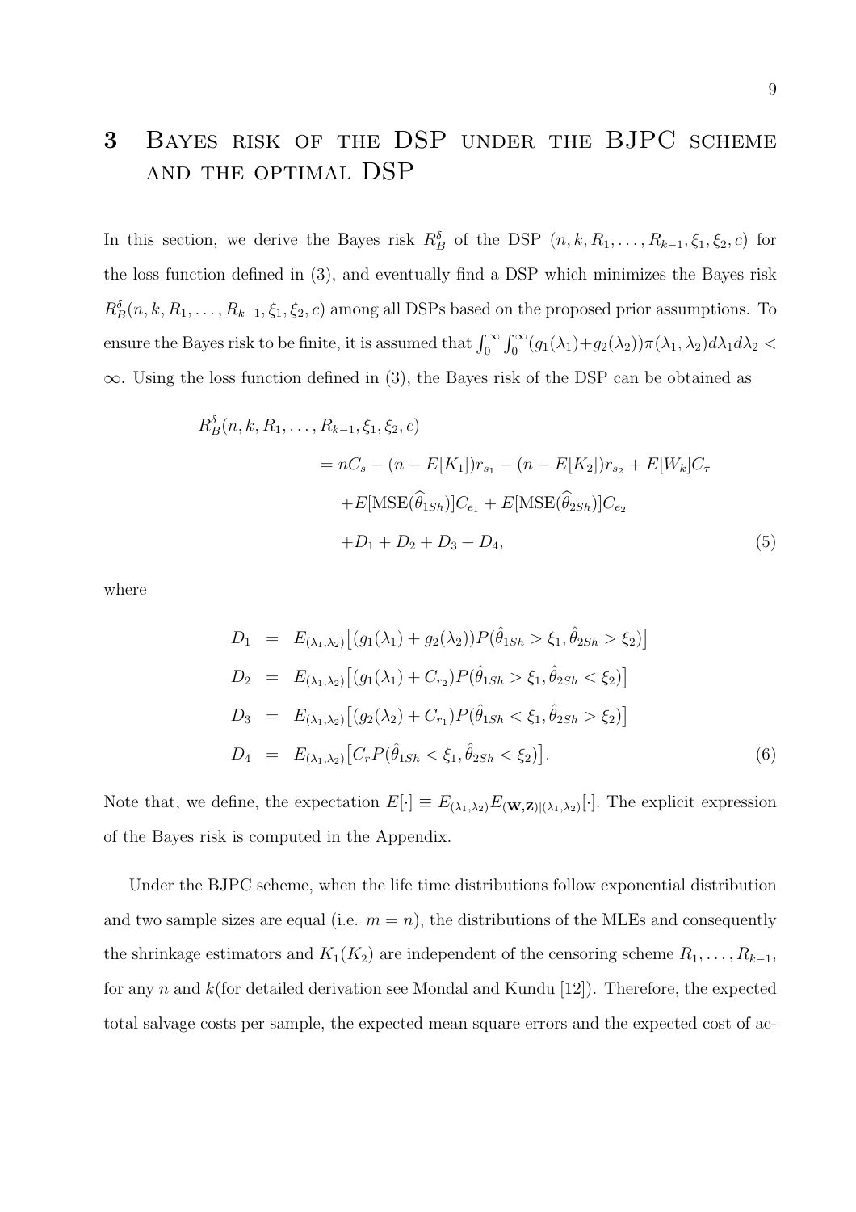## 3 Bayes risk of the DSP under the BJPC scheme and the optimal DSP

In this section, we derive the Bayes risk $R_B^\delta$ of the DSP $(n, k, R_1, \ldots, R_{k-1}, \xi_1, \xi_2, c)$ for the loss function defined in (3), and eventually find a DSP which minimizes the Bayes risk $R_B^\delta(n, k, R_1, \ldots, R_{k-1}, \xi_1, \xi_2, c)$ among all DSPs based on the proposed prior assumptions. To ensure the Bayes risk to be finite, it is assumed that $\int_0^\infty \int_0^\infty (g_1(\lambda_1)+g_2(\lambda_2))\pi(\lambda_1, \lambda_2)d\lambda_1 d\lambda_2 < \infty$. Using the loss function defined in (3), the Bayes risk of the DSP can be obtained as

$$
\begin{aligned}
R_B^\delta(n, k, R_1, \ldots, R_{k-1}, \xi_1, \xi_2, c) & \\
&= nC_s - (n - E[K_1])r_{s_1} - (n - E[K_2])r_{s_2} + E[W_k]C_\tau \\
&\quad + E[\text{MSE}(\widehat{\theta}_{1Sh})]C_{e_1} + E[\text{MSE}(\widehat{\theta}_{2Sh})]C_{e_2} \\
&\quad + D_1 + D_2 + D_3 + D_4, \qquad (5)
\end{aligned}
$$

where

$$
\begin{aligned}
D_1 &= E_{(\lambda_1,\lambda_2)}\big[(g_1(\lambda_1) + g_2(\lambda_2))P(\hat{\theta}_{1Sh} > \xi_1, \hat{\theta}_{2Sh} > \xi_2)\big] \\
D_2 &= E_{(\lambda_1,\lambda_2)}\big[(g_1(\lambda_1) + C_{r_2})P(\hat{\theta}_{1Sh} > \xi_1, \hat{\theta}_{2Sh} < \xi_2)\big] \\
D_3 &= E_{(\lambda_1,\lambda_2)}\big[(g_2(\lambda_2) + C_{r_1})P(\hat{\theta}_{1Sh} < \xi_1, \hat{\theta}_{2Sh} > \xi_2)\big] \\
D_4 &= E_{(\lambda_1,\lambda_2)}\big[C_r P(\hat{\theta}_{1Sh} < \xi_1, \hat{\theta}_{2Sh} < \xi_2)\big]. \qquad (6)
\end{aligned}
$$

Note that, we define, the expectation $E[\cdot] \equiv E_{(\lambda_1,\lambda_2)}E_{(\mathbf{W},\mathbf{Z})|(\lambda_1,\lambda_2)}[\cdot]$. The explicit expression of the Bayes risk is computed in the Appendix.

Under the BJPC scheme, when the life time distributions follow exponential distribution and two sample sizes are equal (i.e. $m = n$), the distributions of the MLEs and consequently the shrinkage estimators and $K_1(K_2)$ are independent of the censoring scheme $R_1, \ldots, R_{k-1}$, for any $n$ and $k$(for detailed derivation see Mondal and Kundu [12]). Therefore, the expected total salvage costs per sample, the expected mean square errors and the expected cost of ac-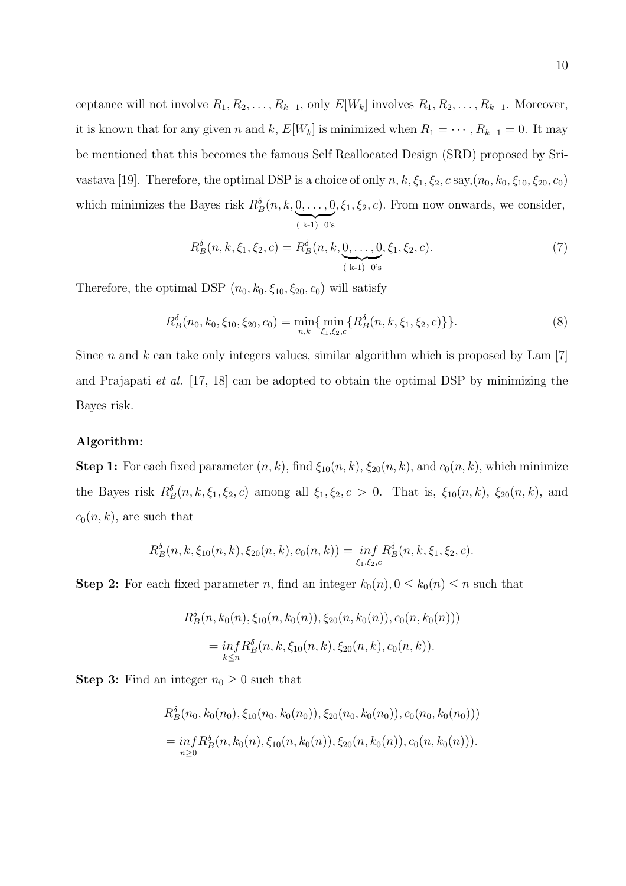ceptance will not involve $R_1, R_2, \ldots, R_{k-1}$, only $E[W_k]$ involves $R_1, R_2, \ldots, R_{k-1}$. Moreover, it is known that for any given $n$ and $k$, $E[W_k]$ is minimized when $R_1 = \cdots, R_{k-1} = 0$. It may be mentioned that this becomes the famous Self Reallocated Design (SRD) proposed by Srivastava [19]. Therefore, the optimal DSP is a choice of only $n, k, \xi_1, \xi_2, c$ say, $(n_0, k_0, \xi_{10}, \xi_{20}, c_0)$ which minimizes the Bayes risk $R_B^\delta(n, k, \underbrace{0, \ldots, 0}_{\text{( k-1) 0's}}, \xi_1, \xi_2, c)$. From now onwards, we consider,

$$R_B^\delta(n, k, \xi_1, \xi_2, c) = R_B^\delta(n, k, \underbrace{0, \ldots, 0}_{\text{( k-1) 0's}}, \xi_1, \xi_2, c). \tag{7}$$

Therefore, the optimal DSP $(n_0, k_0, \xi_{10}, \xi_{20}, c_0)$ will satisfy

$$R_B^\delta(n_0, k_0, \xi_{10}, \xi_{20}, c_0) = \min_{n,k}\{\min_{\xi_1, \xi_2, c}\{R_B^\delta(n, k, \xi_1, \xi_2, c)\}\}. \tag{8}$$

Since $n$ and $k$ can take only integers values, similar algorithm which is proposed by Lam [7] and Prajapati *et al.* [17, 18] can be adopted to obtain the optimal DSP by minimizing the Bayes risk.

**Algorithm:**

**Step 1:** For each fixed parameter $(n, k)$, find $\xi_{10}(n, k)$, $\xi_{20}(n, k)$, and $c_0(n, k)$, which minimize the Bayes risk $R_B^\delta(n, k, \xi_1, \xi_2, c)$ among all $\xi_1, \xi_2, c > 0$. That is, $\xi_{10}(n, k)$, $\xi_{20}(n, k)$, and $c_0(n, k)$, are such that

$$R_B^\delta(n, k, \xi_{10}(n, k), \xi_{20}(n, k), c_0(n, k)) = \underset{\xi_1, \xi_2, c}{inf}\, R_B^\delta(n, k, \xi_1, \xi_2, c).$$

**Step 2:** For each fixed parameter $n$, find an integer $k_0(n), 0 \leq k_0(n) \leq n$ such that

$$\begin{aligned} &R_B^\delta(n, k_0(n), \xi_{10}(n, k_0(n)), \xi_{20}(n, k_0(n)), c_0(n, k_0(n))) \\ &= \underset{k \leq n}{inf} R_B^\delta(n, k, \xi_{10}(n, k), \xi_{20}(n, k), c_0(n, k)). \end{aligned}$$

**Step 3:** Find an integer $n_0 \geq 0$ such that

$$\begin{aligned} &R_B^\delta(n_0, k_0(n_0), \xi_{10}(n_0, k_0(n_0)), \xi_{20}(n_0, k_0(n_0)), c_0(n_0, k_0(n_0))) \\ &= \underset{n \geq 0}{inf} R_B^\delta(n, k_0(n), \xi_{10}(n, k_0(n)), \xi_{20}(n, k_0(n)), c_0(n, k_0(n))). \end{aligned}$$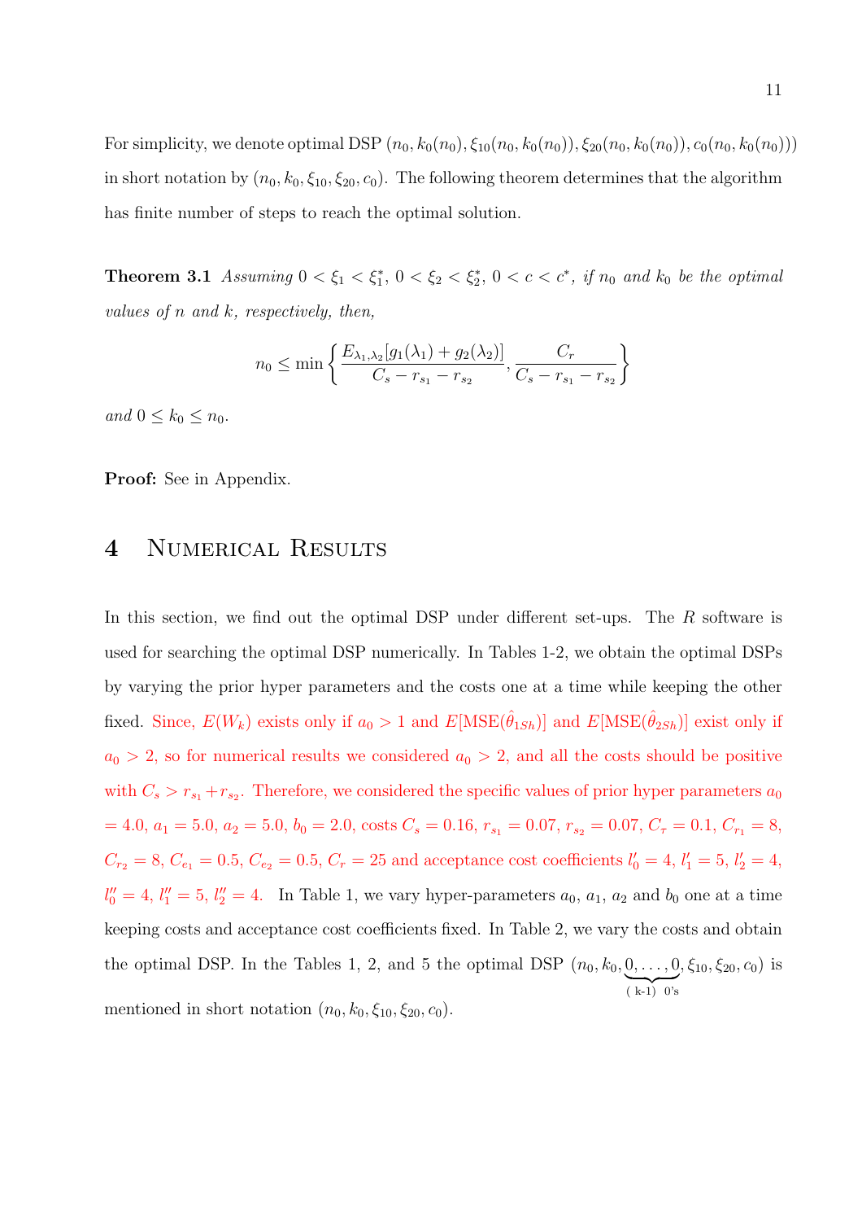For simplicity, we denote optimal DSP $(n_0, k_0(n_0), \xi_{10}(n_0, k_0(n_0)), \xi_{20}(n_0, k_0(n_0)), c_0(n_0, k_0(n_0)))$ in short notation by $(n_0, k_0, \xi_{10}, \xi_{20}, c_0)$. The following theorem determines that the algorithm has finite number of steps to reach the optimal solution.

**Theorem 3.1** *Assuming $0 < \xi_1 < \xi_1^*$, $0 < \xi_2 < \xi_2^*$, $0 < c < c^*$, if $n_0$ and $k_0$ be the optimal values of $n$ and $k$, respectively, then,*

$$n_0 \leq \min \left\{ \frac{E_{\lambda_1, \lambda_2}[g_1(\lambda_1) + g_2(\lambda_2)]}{C_s - r_{s_1} - r_{s_2}}, \frac{C_r}{C_s - r_{s_1} - r_{s_2}} \right\}$$

*and $0 \leq k_0 \leq n_0$.*

**Proof:** See in Appendix.

# 4 Numerical Results

In this section, we find out the optimal DSP under different set-ups. The *R* software is used for searching the optimal DSP numerically. In Tables 1-2, we obtain the optimal DSPs by varying the prior hyper parameters and the costs one at a time while keeping the other fixed. Since, $E(W_k)$ exists only if $a_0 > 1$ and $E[\text{MSE}(\hat{\theta}_{1Sh})]$ and $E[\text{MSE}(\hat{\theta}_{2Sh})]$ exist only if $a_0 > 2$, so for numerical results we considered $a_0 > 2$, and all the costs should be positive with $C_s > r_{s_1} + r_{s_2}$. Therefore, we considered the specific values of prior hyper parameters $a_0 = 4.0$, $a_1 = 5.0$, $a_2 = 5.0$, $b_0 = 2.0$, costs $C_s = 0.16$, $r_{s_1} = 0.07$, $r_{s_2} = 0.07$, $C_\tau = 0.1$, $C_{r_1} = 8$, $C_{r_2} = 8$, $C_{e_1} = 0.5$, $C_{e_2} = 0.5$, $C_r = 25$ and acceptance cost coefficients $l_0' = 4$, $l_1' = 5$, $l_2' = 4$, $l_0'' = 4$, $l_1'' = 5$, $l_2'' = 4$. In Table 1, we vary hyper-parameters $a_0$, $a_1$, $a_2$ and $b_0$ one at a time keeping costs and acceptance cost coefficients fixed. In Table 2, we vary the costs and obtain the optimal DSP. In the Tables 1, 2, and 5 the optimal DSP $(n_0, k_0, \underbrace{0, \ldots, 0}_{\text{(k-1) 0's}}, \xi_{10}, \xi_{20}, c_0)$ is mentioned in short notation $(n_0, k_0, \xi_{10}, \xi_{20}, c_0)$.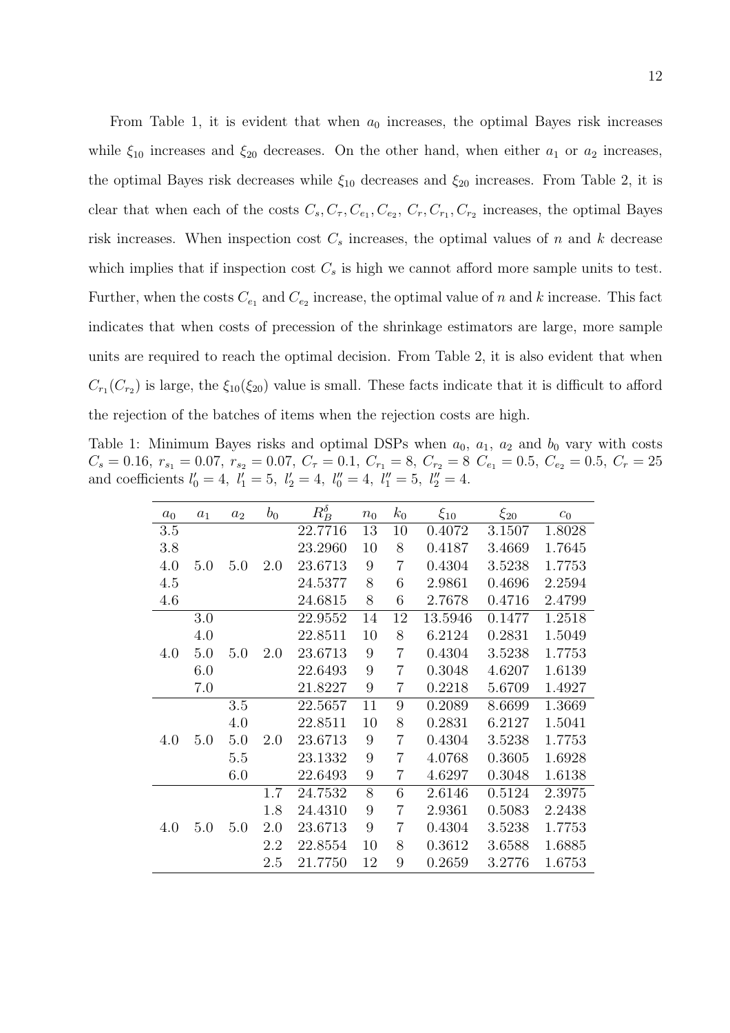From Table 1, it is evident that when $a_0$ increases, the optimal Bayes risk increases while $\xi_{10}$ increases and $\xi_{20}$ decreases. On the other hand, when either $a_1$ or $a_2$ increases, the optimal Bayes risk decreases while $\xi_{10}$ decreases and $\xi_{20}$ increases. From Table 2, it is clear that when each of the costs $C_s, C_\tau, C_{e_1}, C_{e_2}, C_r, C_{r_1}, C_{r_2}$ increases, the optimal Bayes risk increases. When inspection cost $C_s$ increases, the optimal values of $n$ and $k$ decrease which implies that if inspection cost $C_s$ is high we cannot afford more sample units to test. Further, when the costs $C_{e_1}$ and $C_{e_2}$ increase, the optimal value of $n$ and $k$ increase. This fact indicates that when costs of precession of the shrinkage estimators are large, more sample units are required to reach the optimal decision. From Table 2, it is also evident that when $C_{r_1}(C_{r_2})$ is large, the $\xi_{10}(\xi_{20})$ value is small. These facts indicate that it is difficult to afford the rejection of the batches of items when the rejection costs are high.

Table 1: Minimum Bayes risks and optimal DSPs when $a_0$, $a_1$, $a_2$ and $b_0$ vary with costs $C_s = 0.16,\ r_{s_1} = 0.07,\ r_{s_2} = 0.07,\ C_\tau = 0.1,\ C_{r_1} = 8,\ C_{r_2} = 8\ C_{e_1} = 0.5,\ C_{e_2} = 0.5,\ C_r = 25$ and coefficients $l'_0 = 4,\ l'_1 = 5,\ l'_2 = 4,\ l''_0 = 4,\ l''_1 = 5,\ l''_2 = 4$.

| $a_0$ | $a_1$ | $a_2$ | $b_0$ | $R_B^\delta$ | $n_0$ | $k_0$ | $\xi_{10}$ | $\xi_{20}$ | $c_0$ |
|---|---|---|---|---|---|---|---|---|---|
| 3.5 | | | | 22.7716 | 13 | 10 | 0.4072 | 3.1507 | 1.8028 |
| 3.8 | | | | 23.2960 | 10 | 8 | 0.4187 | 3.4669 | 1.7645 |
| 4.0 | 5.0 | 5.0 | 2.0 | 23.6713 | 9 | 7 | 0.4304 | 3.5238 | 1.7753 |
| 4.5 | | | | 24.5377 | 8 | 6 | 2.9861 | 0.4696 | 2.2594 |
| 4.6 | | | | 24.6815 | 8 | 6 | 2.7678 | 0.4716 | 2.4799 |
| | 3.0 | | | 22.9552 | 14 | 12 | 13.5946 | 0.1477 | 1.2518 |
| | 4.0 | | | 22.8511 | 10 | 8 | 6.2124 | 0.2831 | 1.5049 |
| 4.0 | 5.0 | 5.0 | 2.0 | 23.6713 | 9 | 7 | 0.4304 | 3.5238 | 1.7753 |
| | 6.0 | | | 22.6493 | 9 | 7 | 0.3048 | 4.6207 | 1.6139 |
| | 7.0 | | | 21.8227 | 9 | 7 | 0.2218 | 5.6709 | 1.4927 |
| | | 3.5 | | 22.5657 | 11 | 9 | 0.2089 | 8.6699 | 1.3669 |
| | | 4.0 | | 22.8511 | 10 | 8 | 0.2831 | 6.2127 | 1.5041 |
| 4.0 | 5.0 | 5.0 | 2.0 | 23.6713 | 9 | 7 | 0.4304 | 3.5238 | 1.7753 |
| | | 5.5 | | 23.1332 | 9 | 7 | 4.0768 | 0.3605 | 1.6928 |
| | | 6.0 | | 22.6493 | 9 | 7 | 4.6297 | 0.3048 | 1.6138 |
| | | | 1.7 | 24.7532 | 8 | 6 | 2.6146 | 0.5124 | 2.3975 |
| | | | 1.8 | 24.4310 | 9 | 7 | 2.9361 | 0.5083 | 2.2438 |
| 4.0 | 5.0 | 5.0 | 2.0 | 23.6713 | 9 | 7 | 0.4304 | 3.5238 | 1.7753 |
| | | | 2.2 | 22.8554 | 10 | 8 | 0.3612 | 3.6588 | 1.6885 |
| | | | 2.5 | 21.7750 | 12 | 9 | 0.2659 | 3.2776 | 1.6753 |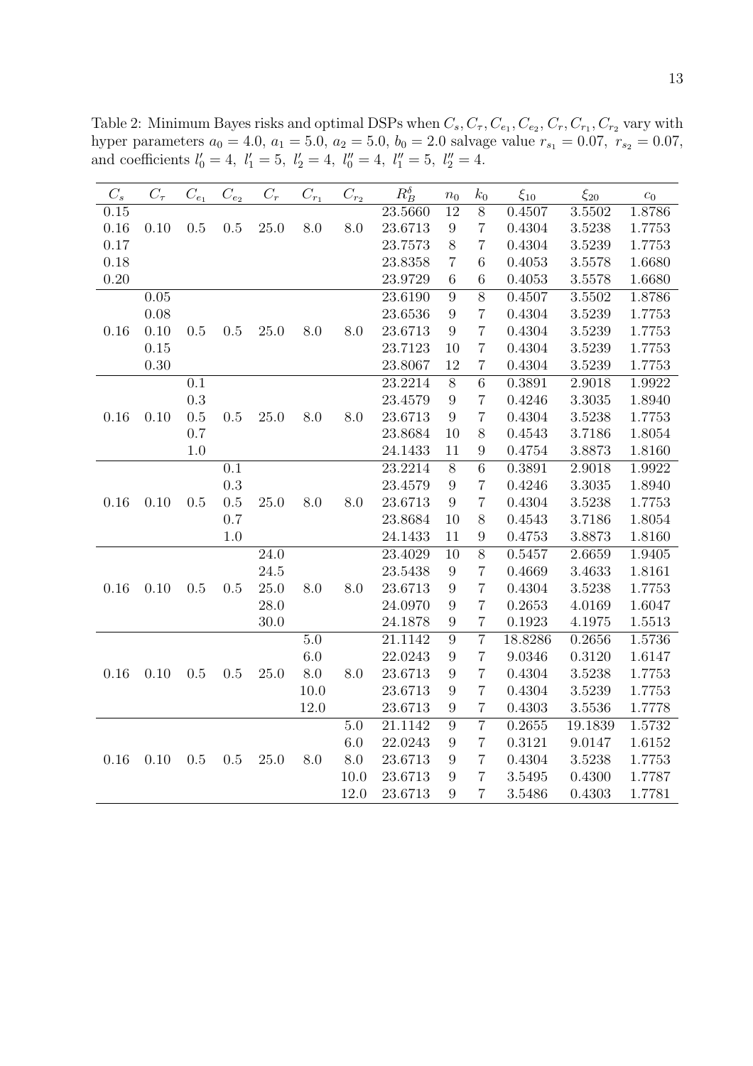Table 2: Minimum Bayes risks and optimal DSPs when $C_s, C_\tau, C_{e_1}, C_{e_2}, C_r, C_{r_1}, C_{r_2}$ vary with hyper parameters $a_0 = 4.0,\ a_1 = 5.0,\ a_2 = 5.0,\ b_0 = 2.0$ salvage value $r_{s_1} = 0.07,\ r_{s_2} = 0.07$, and coefficients $l'_0 = 4,\ l'_1 = 5,\ l'_2 = 4,\ l''_0 = 4,\ l''_1 = 5,\ l''_2 = 4$.

| $C_s$ | $C_\tau$ | $C_{e_1}$ | $C_{e_2}$ | $C_r$ | $C_{r_1}$ | $C_{r_2}$ | $R_B^\delta$ | $n_0$ | $k_0$ | $\xi_{10}$ | $\xi_{20}$ | $c_0$ |
|---|---|---|---|---|---|---|---|---|---|---|---|---|
| 0.15 | | | | | | | 23.5660 | 12 | 8 | 0.4507 | 3.5502 | 1.8786 |
| 0.16 | 0.10 | 0.5 | 0.5 | 25.0 | 8.0 | 8.0 | 23.6713 | 9 | 7 | 0.4304 | 3.5238 | 1.7753 |
| 0.17 | | | | | | | 23.7573 | 8 | 7 | 0.4304 | 3.5239 | 1.7753 |
| 0.18 | | | | | | | 23.8358 | 7 | 6 | 0.4053 | 3.5578 | 1.6680 |
| 0.20 | | | | | | | 23.9729 | 6 | 6 | 0.4053 | 3.5578 | 1.6680 |
| | 0.05 | | | | | | 23.6190 | 9 | 8 | 0.4507 | 3.5502 | 1.8786 |
| | 0.08 | | | | | | 23.6536 | 9 | 7 | 0.4304 | 3.5239 | 1.7753 |
| 0.16 | 0.10 | 0.5 | 0.5 | 25.0 | 8.0 | 8.0 | 23.6713 | 9 | 7 | 0.4304 | 3.5239 | 1.7753 |
| | 0.15 | | | | | | 23.7123 | 10 | 7 | 0.4304 | 3.5239 | 1.7753 |
| | 0.30 | | | | | | 23.8067 | 12 | 7 | 0.4304 | 3.5239 | 1.7753 |
| | | 0.1 | | | | | 23.2214 | 8 | 6 | 0.3891 | 2.9018 | 1.9922 |
| | | 0.3 | | | | | 23.4579 | 9 | 7 | 0.4246 | 3.3035 | 1.8940 |
| 0.16 | 0.10 | 0.5 | 0.5 | 25.0 | 8.0 | 8.0 | 23.6713 | 9 | 7 | 0.4304 | 3.5238 | 1.7753 |
| | | 0.7 | | | | | 23.8684 | 10 | 8 | 0.4543 | 3.7186 | 1.8054 |
| | | 1.0 | | | | | 24.1433 | 11 | 9 | 0.4754 | 3.8873 | 1.8160 |
| | | | 0.1 | | | | 23.2214 | 8 | 6 | 0.3891 | 2.9018 | 1.9922 |
| | | | 0.3 | | | | 23.4579 | 9 | 7 | 0.4246 | 3.3035 | 1.8940 |
| 0.16 | 0.10 | 0.5 | 0.5 | 25.0 | 8.0 | 8.0 | 23.6713 | 9 | 7 | 0.4304 | 3.5238 | 1.7753 |
| | | | 0.7 | | | | 23.8684 | 10 | 8 | 0.4543 | 3.7186 | 1.8054 |
| | | | 1.0 | | | | 24.1433 | 11 | 9 | 0.4753 | 3.8873 | 1.8160 |
| | | | | 24.0 | | | 23.4029 | 10 | 8 | 0.5457 | 2.6659 | 1.9405 |
| | | | | 24.5 | | | 23.5438 | 9 | 7 | 0.4669 | 3.4633 | 1.8161 |
| 0.16 | 0.10 | 0.5 | 0.5 | 25.0 | 8.0 | 8.0 | 23.6713 | 9 | 7 | 0.4304 | 3.5238 | 1.7753 |
| | | | | 28.0 | | | 24.0970 | 9 | 7 | 0.2653 | 4.0169 | 1.6047 |
| | | | | 30.0 | | | 24.1878 | 9 | 7 | 0.1923 | 4.1975 | 1.5513 |
| | | | | | 5.0 | | 21.1142 | 9 | 7 | 18.8286 | 0.2656 | 1.5736 |
| | | | | | 6.0 | | 22.0243 | 9 | 7 | 9.0346 | 0.3120 | 1.6147 |
| 0.16 | 0.10 | 0.5 | 0.5 | 25.0 | 8.0 | 8.0 | 23.6713 | 9 | 7 | 0.4304 | 3.5238 | 1.7753 |
| | | | | | 10.0 | | 23.6713 | 9 | 7 | 0.4304 | 3.5239 | 1.7753 |
| | | | | | 12.0 | | 23.6713 | 9 | 7 | 0.4303 | 3.5536 | 1.7778 |
| | | | | | | 5.0 | 21.1142 | 9 | 7 | 0.2655 | 19.1839 | 1.5732 |
| | | | | | | 6.0 | 22.0243 | 9 | 7 | 0.3121 | 9.0147 | 1.6152 |
| 0.16 | 0.10 | 0.5 | 0.5 | 25.0 | 8.0 | 8.0 | 23.6713 | 9 | 7 | 0.4304 | 3.5238 | 1.7753 |
| | | | | | | 10.0 | 23.6713 | 9 | 7 | 3.5495 | 0.4300 | 1.7787 |
| | | | | | | 12.0 | 23.6713 | 9 | 7 | 3.5486 | 0.4303 | 1.7781 |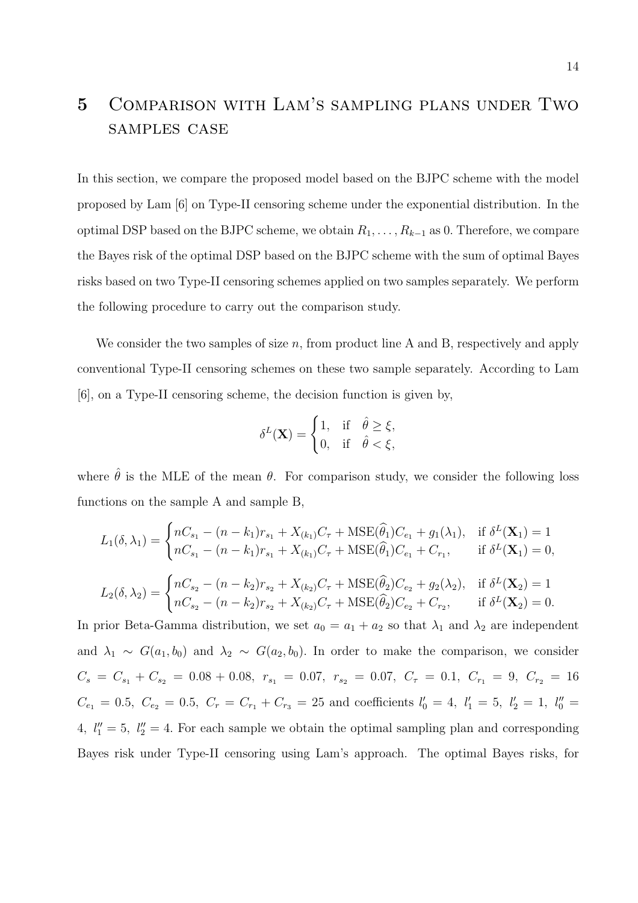# 5 Comparison with Lam's sampling plans under Two samples case

In this section, we compare the proposed model based on the BJPC scheme with the model proposed by Lam [6] on Type-II censoring scheme under the exponential distribution. In the optimal DSP based on the BJPC scheme, we obtain $R_1, \ldots, R_{k-1}$ as 0. Therefore, we compare the Bayes risk of the optimal DSP based on the BJPC scheme with the sum of optimal Bayes risks based on two Type-II censoring schemes applied on two samples separately. We perform the following procedure to carry out the comparison study.

We consider the two samples of size $n$, from product line A and B, respectively and apply conventional Type-II censoring schemes on these two sample separately. According to Lam [6], on a Type-II censoring scheme, the decision function is given by,

$$\delta^L(\mathbf{X}) = \begin{cases} 1, & \text{if} \quad \hat{\theta} \geq \xi, \\ 0, & \text{if} \quad \hat{\theta} < \xi, \end{cases}$$

where $\hat{\theta}$ is the MLE of the mean $\theta$. For comparison study, we consider the following loss functions on the sample A and sample B,

$$L_1(\delta, \lambda_1) = \begin{cases} nC_{s_1} - (n - k_1)r_{s_1} + X_{(k_1)}C_\tau + \text{MSE}(\widehat{\theta}_1)C_{e_1} + g_1(\lambda_1), & \text{if } \delta^L(\mathbf{X}_1) = 1 \\ nC_{s_1} - (n - k_1)r_{s_1} + X_{(k_1)}C_\tau + \text{MSE}(\widehat{\theta}_1)C_{e_1} + C_{r_1}, & \text{if } \delta^L(\mathbf{X}_1) = 0, \end{cases}$$

$$L_2(\delta, \lambda_2) = \begin{cases} nC_{s_2} - (n - k_2)r_{s_2} + X_{(k_2)}C_\tau + \text{MSE}(\widehat{\theta}_2)C_{e_2} + g_2(\lambda_2), & \text{if } \delta^L(\mathbf{X}_2) = 1 \\ nC_{s_2} - (n - k_2)r_{s_2} + X_{(k_2)}C_\tau + \text{MSE}(\widehat{\theta}_2)C_{e_2} + C_{r_2}, & \text{if } \delta^L(\mathbf{X}_2) = 0. \end{cases}$$

In prior Beta-Gamma distribution, we set $a_0 = a_1 + a_2$ so that $\lambda_1$ and $\lambda_2$ are independent and $\lambda_1 \sim G(a_1, b_0)$ and $\lambda_2 \sim G(a_2, b_0)$. In order to make the comparison, we consider $C_s = C_{s_1} + C_{s_2} = 0.08 + 0.08$, $r_{s_1} = 0.07$, $r_{s_2} = 0.07$, $C_\tau = 0.1$, $C_{r_1} = 9$, $C_{r_2} = 16$ $C_{e_1} = 0.5$, $C_{e_2} = 0.5$, $C_r = C_{r_1} + C_{r_3} = 25$ and coefficients $l_0' = 4$, $l_1' = 5$, $l_2' = 1$, $l_0'' = 4$, $l_1'' = 5$, $l_2'' = 4$. For each sample we obtain the optimal sampling plan and corresponding Bayes risk under Type-II censoring using Lam's approach. The optimal Bayes risks, for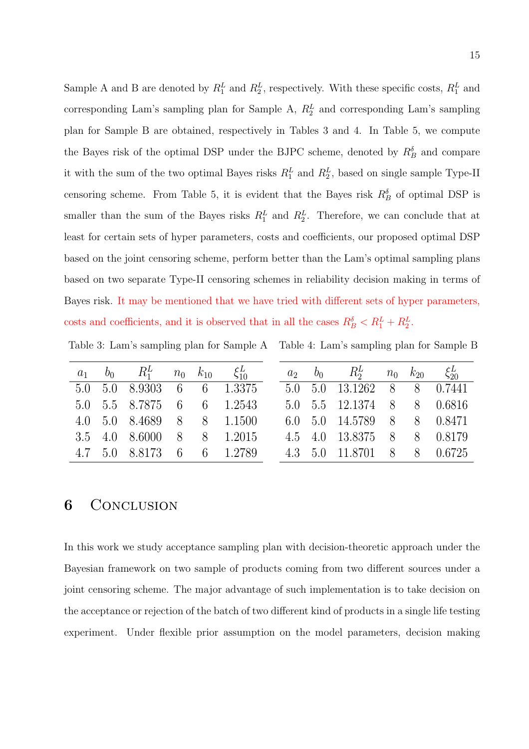Sample A and B are denoted by $R_1^L$ and $R_2^L$, respectively. With these specific costs, $R_1^L$ and corresponding Lam's sampling plan for Sample A, $R_2^L$ and corresponding Lam's sampling plan for Sample B are obtained, respectively in Tables 3 and 4. In Table 5, we compute the Bayes risk of the optimal DSP under the BJPC scheme, denoted by $R_B^\delta$ and compare it with the sum of the two optimal Bayes risks $R_1^L$ and $R_2^L$, based on single sample Type-II censoring scheme. From Table 5, it is evident that the Bayes risk $R_B^\delta$ of optimal DSP is smaller than the sum of the Bayes risks $R_1^L$ and $R_2^L$. Therefore, we can conclude that at least for certain sets of hyper parameters, costs and coefficients, our proposed optimal DSP based on the joint censoring scheme, perform better than the Lam's optimal sampling plans based on two separate Type-II censoring schemes in reliability decision making in terms of Bayes risk. It may be mentioned that we have tried with different sets of hyper parameters, costs and coefficients, and it is observed that in all the cases $R_B^\delta < R_1^L + R_2^L$.

Table 3: Lam's sampling plan for Sample A

| $a_1$ | $b_0$ | $R_1^L$ | $n_0$ | $k_{10}$ | $\xi_{10}^L$ |
|---|---|---|---|---|---|
| 5.0 | 5.0 | 8.9303 | 6 | 6 | 1.3375 |
| 5.0 | 5.5 | 8.7875 | 6 | 6 | 1.2543 |
| 4.0 | 5.0 | 8.4689 | 8 | 8 | 1.1500 |
| 3.5 | 4.0 | 8.6000 | 8 | 8 | 1.2015 |
| 4.7 | 5.0 | 8.8173 | 6 | 6 | 1.2789 |

Table 4: Lam's sampling plan for Sample B

| $a_2$ | $b_0$ | $R_2^L$ | $n_0$ | $k_{20}$ | $\xi_{20}^L$ |
|---|---|---|---|---|---|
| 5.0 | 5.0 | 13.1262 | 8 | 8 | 0.7441 |
| 5.0 | 5.5 | 12.1374 | 8 | 8 | 0.6816 |
| 6.0 | 5.0 | 14.5789 | 8 | 8 | 0.8471 |
| 4.5 | 4.0 | 13.8375 | 8 | 8 | 0.8179 |
| 4.3 | 5.0 | 11.8701 | 8 | 8 | 0.6725 |

# 6 Conclusion

In this work we study acceptance sampling plan with decision-theoretic approach under the Bayesian framework on two sample of products coming from two different sources under a joint censoring scheme. The major advantage of such implementation is to take decision on the acceptance or rejection of the batch of two different kind of products in a single life testing experiment. Under flexible prior assumption on the model parameters, decision making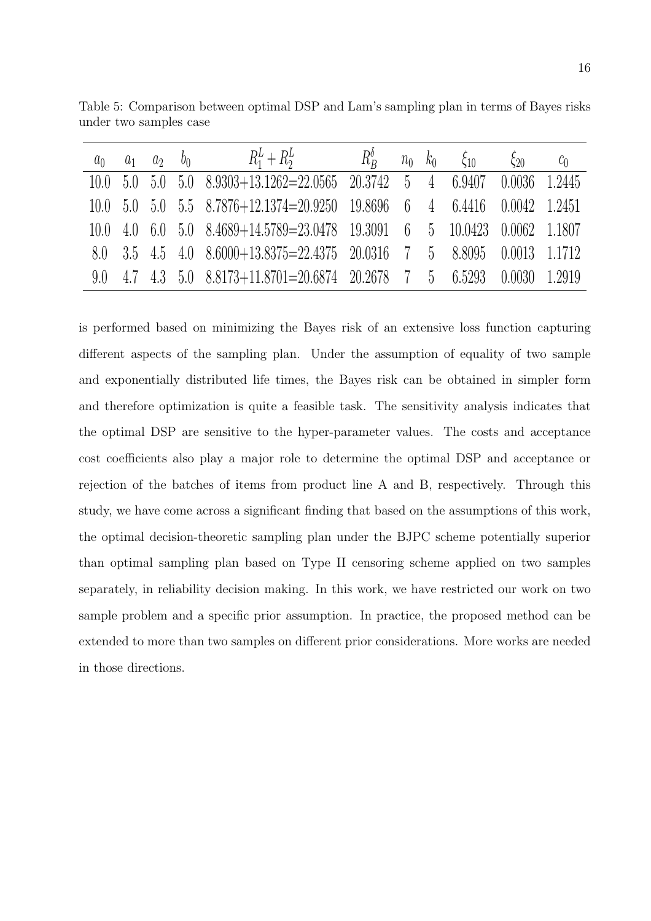Table 5: Comparison between optimal DSP and Lam's sampling plan in terms of Bayes risks under two samples case

| $a_0$ | $a_1$ | $a_2$ | $b_0$ | $R_1^L + R_2^L$ | $R_B^\delta$ | $n_0$ | $k_0$ | $\xi_{10}$ | $\xi_{20}$ | $c_0$ |
|---|---|---|---|---|---|---|---|---|---|---|
| 10.0 | 5.0 | 5.0 | 5.0 | 8.9303+13.1262=22.0565 | 20.3742 | 5 | 4 | 6.9407 | 0.0036 | 1.2445 |
| 10.0 | 5.0 | 5.0 | 5.5 | 8.7876+12.1374=20.9250 | 19.8696 | 6 | 4 | 6.4416 | 0.0042 | 1.2451 |
| 10.0 | 4.0 | 6.0 | 5.0 | 8.4689+14.5789=23.0478 | 19.3091 | 6 | 5 | 10.0423 | 0.0062 | 1.1807 |
| 8.0 | 3.5 | 4.5 | 4.0 | 8.6000+13.8375=22.4375 | 20.0316 | 7 | 5 | 8.8095 | 0.0013 | 1.1712 |
| 9.0 | 4.7 | 4.3 | 5.0 | 8.8173+11.8701=20.6874 | 20.2678 | 7 | 5 | 6.5293 | 0.0030 | 1.2919 |

is performed based on minimizing the Bayes risk of an extensive loss function capturing different aspects of the sampling plan. Under the assumption of equality of two sample and exponentially distributed life times, the Bayes risk can be obtained in simpler form and therefore optimization is quite a feasible task. The sensitivity analysis indicates that the optimal DSP are sensitive to the hyper-parameter values. The costs and acceptance cost coefficients also play a major role to determine the optimal DSP and acceptance or rejection of the batches of items from product line A and B, respectively. Through this study, we have come across a significant finding that based on the assumptions of this work, the optimal decision-theoretic sampling plan under the BJPC scheme potentially superior than optimal sampling plan based on Type II censoring scheme applied on two samples separately, in reliability decision making. In this work, we have restricted our work on two sample problem and a specific prior assumption. In practice, the proposed method can be extended to more than two samples on different prior considerations. More works are needed in those directions.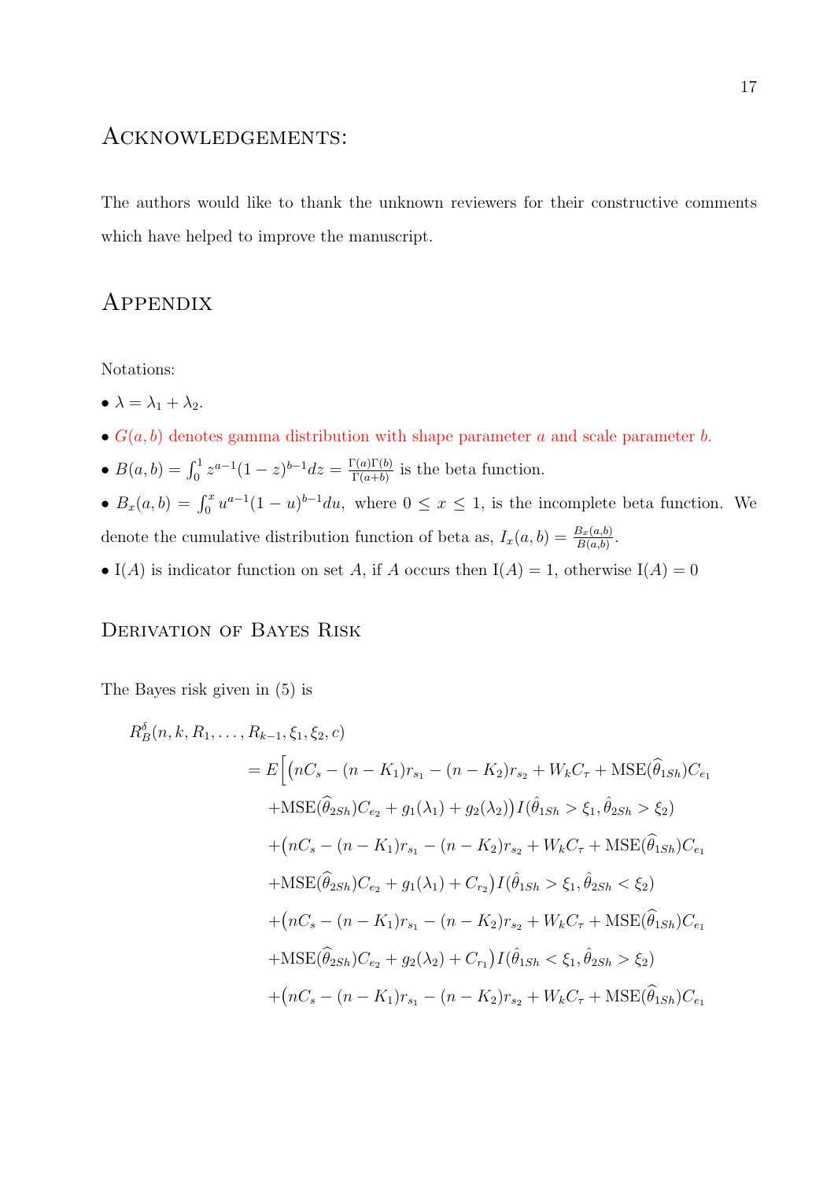## Acknowledgements:

The authors would like to thank the unknown reviewers for their constructive comments which have helped to improve the manuscript.

## Appendix

Notations:

- $\lambda = \lambda_1 + \lambda_2$.
- $G(a, b)$ denotes gamma distribution with shape parameter $a$ and scale parameter $b$.
- $B(a, b) = \int_0^1 z^{a-1}(1-z)^{b-1}dz = \frac{\Gamma(a)\Gamma(b)}{\Gamma(a+b)}$ is the beta function.
- $B_x(a, b) = \int_0^x u^{a-1}(1-u)^{b-1}du$, where $0 \leq x \leq 1$, is the incomplete beta function. We denote the cumulative distribution function of beta as, $I_x(a, b) = \frac{B_x(a,b)}{B(a,b)}$.
- $\mathrm{I}(A)$ is indicator function on set $A$, if $A$ occurs then $\mathrm{I}(A) = 1$, otherwise $\mathrm{I}(A) = 0$

### Derivation of Bayes Risk

The Bayes risk given in (5) is

$$
\begin{aligned}
R_B^{\delta}(n, k, R_1, \ldots, R_{k-1}, \xi_1, \xi_2, c) \\
= E\Big[ & \big(nC_s - (n - K_1)r_{s_1} - (n - K_2)r_{s_2} + W_k C_\tau + \mathrm{MSE}(\widehat{\theta}_{1Sh})C_{e_1} \\
& + \mathrm{MSE}(\widehat{\theta}_{2Sh})C_{e_2} + g_1(\lambda_1) + g_2(\lambda_2)\big) I(\hat{\theta}_{1Sh} > \xi_1, \hat{\theta}_{2Sh} > \xi_2) \\
& + \big(nC_s - (n - K_1)r_{s_1} - (n - K_2)r_{s_2} + W_k C_\tau + \mathrm{MSE}(\widehat{\theta}_{1Sh})C_{e_1} \\
& + \mathrm{MSE}(\widehat{\theta}_{2Sh})C_{e_2} + g_1(\lambda_1) + C_{r_2}\big) I(\hat{\theta}_{1Sh} > \xi_1, \hat{\theta}_{2Sh} < \xi_2) \\
& + \big(nC_s - (n - K_1)r_{s_1} - (n - K_2)r_{s_2} + W_k C_\tau + \mathrm{MSE}(\widehat{\theta}_{1Sh})C_{e_1} \\
& + \mathrm{MSE}(\widehat{\theta}_{2Sh})C_{e_2} + g_2(\lambda_2) + C_{r_1}\big) I(\hat{\theta}_{1Sh} < \xi_1, \hat{\theta}_{2Sh} > \xi_2) \\
& + \big(nC_s - (n - K_1)r_{s_1} - (n - K_2)r_{s_2} + W_k C_\tau + \mathrm{MSE}(\widehat{\theta}_{1Sh})C_{e_1}
\end{aligned}
$$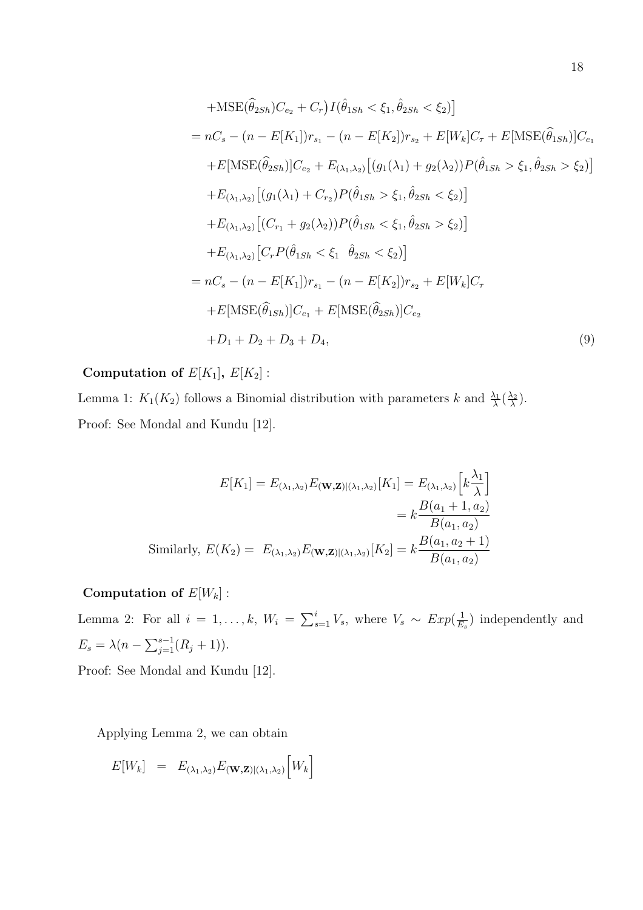$$
\begin{aligned}
&+\text{MSE}(\widehat{\theta}_{2Sh})C_{e_2} + C_r\big) I(\hat{\theta}_{1Sh} < \xi_1, \hat{\theta}_{2Sh} < \xi_2)\big] \\
&= nC_s - (n - E[K_1])r_{s_1} - (n - E[K_2])r_{s_2} + E[W_k]C_\tau + E[\text{MSE}(\widehat{\theta}_{1Sh})]C_{e_1} \\
&\quad + E[\text{MSE}(\widehat{\theta}_{2Sh})]C_{e_2} + E_{(\lambda_1,\lambda_2)}\big[(g_1(\lambda_1) + g_2(\lambda_2))P(\hat{\theta}_{1Sh} > \xi_1, \hat{\theta}_{2Sh} > \xi_2)\big] \\
&\quad + E_{(\lambda_1,\lambda_2)}\big[(g_1(\lambda_1) + C_{r_2})P(\hat{\theta}_{1Sh} > \xi_1, \hat{\theta}_{2Sh} < \xi_2)\big] \\
&\quad + E_{(\lambda_1,\lambda_2)}\big[(C_{r_1} + g_2(\lambda_2))P(\hat{\theta}_{1Sh} < \xi_1, \hat{\theta}_{2Sh} > \xi_2)\big] \\
&\quad + E_{(\lambda_1,\lambda_2)}\big[C_r P(\hat{\theta}_{1Sh} < \xi_1 \;\; \hat{\theta}_{2Sh} < \xi_2)\big] \\
&= nC_s - (n - E[K_1])r_{s_1} - (n - E[K_2])r_{s_2} + E[W_k]C_\tau \\
&\quad + E[\text{MSE}(\widehat{\theta}_{1Sh})]C_{e_1} + E[\text{MSE}(\widehat{\theta}_{2Sh})]C_{e_2} \\
&\quad + D_1 + D_2 + D_3 + D_4, \qquad (9)
\end{aligned}
$$

**Computation of $E[K_1]$, $E[K_2]$ :**

Lemma 1: $K_1(K_2)$ follows a Binomial distribution with parameters $k$ and $\frac{\lambda_1}{\lambda}(\frac{\lambda_2}{\lambda})$.

Proof: See Mondal and Kundu [12].

$$
\begin{aligned}
E[K_1] = E_{(\lambda_1,\lambda_2)}E_{(\mathbf{W},\mathbf{Z})|(\lambda_1,\lambda_2)}[K_1] &= E_{(\lambda_1,\lambda_2)}\Big[k\frac{\lambda_1}{\lambda}\Big] \\
&= k\frac{B(a_1+1,a_2)}{B(a_1,a_2)} \\
\text{Similarly, } E(K_2) = \; E_{(\lambda_1,\lambda_2)}E_{(\mathbf{W},\mathbf{Z})|(\lambda_1,\lambda_2)}[K_2] &= k\frac{B(a_1,a_2+1)}{B(a_1,a_2)}
\end{aligned}
$$

**Computation of $E[W_k]$ :**

Lemma 2: For all $i = 1, \ldots, k$, $W_i = \sum_{s=1}^{i} V_s$, where $V_s \sim Exp(\frac{1}{E_s})$ independently and $E_s = \lambda(n - \sum_{j=1}^{s-1}(R_j + 1))$.

Proof: See Mondal and Kundu [12].

Applying Lemma 2, we can obtain

$$
E[W_k] \;\; = \;\; E_{(\lambda_1,\lambda_2)}E_{(\mathbf{W},\mathbf{Z})|(\lambda_1,\lambda_2)}\Big[W_k\Big]
$$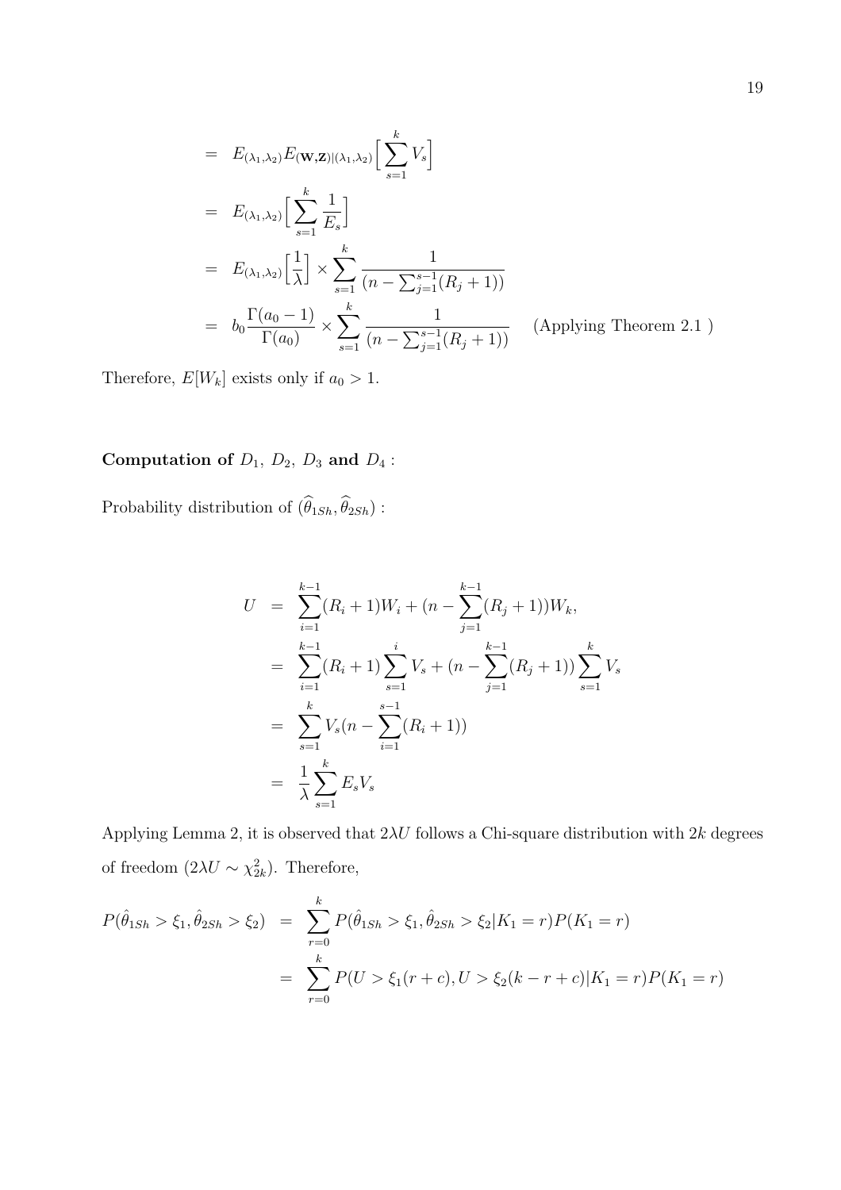$$
\begin{aligned}
&= E_{(\lambda_1,\lambda_2)} E_{(\mathbf{W},\mathbf{Z})|(\lambda_1,\lambda_2)}\Big[\sum_{s=1}^{k} V_s\Big] \\
&= E_{(\lambda_1,\lambda_2)}\Big[\sum_{s=1}^{k} \frac{1}{E_s}\Big] \\
&= E_{(\lambda_1,\lambda_2)}\Big[\frac{1}{\lambda}\Big] \times \sum_{s=1}^{k} \frac{1}{(n-\sum_{j=1}^{s-1}(R_j+1))} \\
&= b_0 \frac{\Gamma(a_0-1)}{\Gamma(a_0)} \times \sum_{s=1}^{k} \frac{1}{(n-\sum_{j=1}^{s-1}(R_j+1))} \quad \text{(Applying Theorem 2.1 )}
\end{aligned}
$$

Therefore, $E[W_k]$ exists only if $a_0 > 1$.

**Computation of $D_1,\ D_2,\ D_3$ and $D_4$ :**

Probability distribution of $(\widehat{\theta}_{1Sh}, \widehat{\theta}_{2Sh})$ :

$$
\begin{aligned}
U &= \sum_{i=1}^{k-1}(R_i+1)W_i + (n-\sum_{j=1}^{k-1}(R_j+1))W_k, \\
&= \sum_{i=1}^{k-1}(R_i+1)\sum_{s=1}^{i} V_s + (n-\sum_{j=1}^{k-1}(R_j+1))\sum_{s=1}^{k} V_s \\
&= \sum_{s=1}^{k} V_s(n-\sum_{i=1}^{s-1}(R_i+1)) \\
&= \frac{1}{\lambda}\sum_{s=1}^{k} E_s V_s
\end{aligned}
$$

Applying Lemma 2, it is observed that $2\lambda U$ follows a Chi-square distribution with $2k$ degrees of freedom ($2\lambda U \sim \chi^2_{2k}$). Therefore,

$$
\begin{aligned}
P(\hat{\theta}_{1Sh} > \xi_1, \hat{\theta}_{2Sh} > \xi_2) &= \sum_{r=0}^{k} P(\hat{\theta}_{1Sh} > \xi_1, \hat{\theta}_{2Sh} > \xi_2 | K_1 = r) P(K_1 = r) \\
&= \sum_{r=0}^{k} P(U > \xi_1(r+c), U > \xi_2(k-r+c) | K_1 = r) P(K_1 = r)
\end{aligned}
$$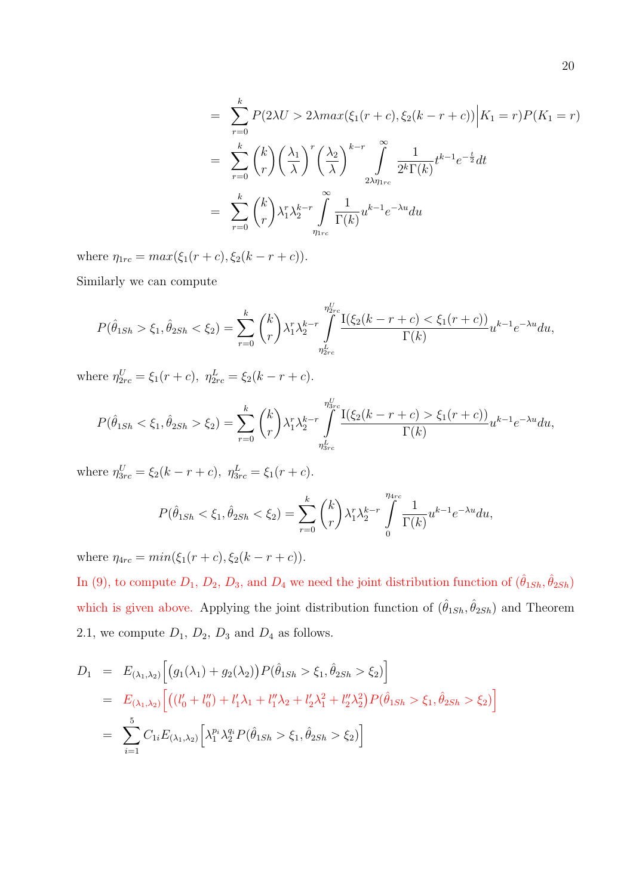$$
\begin{aligned}
&= \sum_{r=0}^{k} P(2\lambda U > 2\lambda max(\xi_1(r+c), \xi_2(k-r+c)) \Big| K_1 = r) P(K_1 = r) \\
&= \sum_{r=0}^{k} \binom{k}{r} \left(\frac{\lambda_1}{\lambda}\right)^r \left(\frac{\lambda_2}{\lambda}\right)^{k-r} \int_{2\lambda\eta_{1rc}}^{\infty} \frac{1}{2^k \Gamma(k)} t^{k-1} e^{-\frac{t}{2}} dt \\
&= \sum_{r=0}^{k} \binom{k}{r} \lambda_1^r \lambda_2^{k-r} \int_{\eta_{1rc}}^{\infty} \frac{1}{\Gamma(k)} u^{k-1} e^{-\lambda u} du
\end{aligned}
$$

where $\eta_{1rc} = max(\xi_1(r+c), \xi_2(k-r+c))$.

Similarly we can compute

$$
P(\hat{\theta}_{1Sh} > \xi_1, \hat{\theta}_{2Sh} < \xi_2) = \sum_{r=0}^{k} \binom{k}{r} \lambda_1^r \lambda_2^{k-r} \int_{\eta_{2rc}^L}^{\eta_{2rc}^U} \frac{\mathrm{I}(\xi_2(k-r+c) < \xi_1(r+c))}{\Gamma(k)} u^{k-1} e^{-\lambda u} du,
$$

where $\eta_{2rc}^U = \xi_1(r+c),\ \eta_{2rc}^L = \xi_2(k-r+c)$.

$$
P(\hat{\theta}_{1Sh} < \xi_1, \hat{\theta}_{2Sh} > \xi_2) = \sum_{r=0}^{k} \binom{k}{r} \lambda_1^r \lambda_2^{k-r} \int_{\eta_{3rc}^L}^{\eta_{3rc}^U} \frac{\mathrm{I}(\xi_2(k-r+c) > \xi_1(r+c))}{\Gamma(k)} u^{k-1} e^{-\lambda u} du,
$$

where $\eta_{3rc}^U = \xi_2(k-r+c),\ \eta_{3rc}^L = \xi_1(r+c)$.

$$
P(\hat{\theta}_{1Sh} < \xi_1, \hat{\theta}_{2Sh} < \xi_2) = \sum_{r=0}^{k} \binom{k}{r} \lambda_1^r \lambda_2^{k-r} \int_{0}^{\eta_{4rc}} \frac{1}{\Gamma(k)} u^{k-1} e^{-\lambda u} du,
$$

where $\eta_{4rc} = min(\xi_1(r+c), \xi_2(k-r+c))$.

In (9), to compute $D_1$, $D_2$, $D_3$, and $D_4$ we need the joint distribution function of $(\hat{\theta}_{1Sh}, \hat{\theta}_{2Sh})$ which is given above. Applying the joint distribution function of $(\hat{\theta}_{1Sh}, \hat{\theta}_{2Sh})$ and Theorem 2.1, we compute $D_1$, $D_2$, $D_3$ and $D_4$ as follows.

$$
\begin{aligned}
D_1 &= E_{(\lambda_1,\lambda_2)}\Big[\big(g_1(\lambda_1) + g_2(\lambda_2)\big) P(\hat{\theta}_{1Sh} > \xi_1, \hat{\theta}_{2Sh} > \xi_2)\Big] \\
&= E_{(\lambda_1,\lambda_2)}\Big[\big((l_0' + l_0'') + l_1'\lambda_1 + l_1''\lambda_2 + l_2'\lambda_1^2 + l_2''\lambda_2^2\big) P(\hat{\theta}_{1Sh} > \xi_1, \hat{\theta}_{2Sh} > \xi_2)\Big] \\
&= \sum_{i=1}^{5} C_{1i} E_{(\lambda_1,\lambda_2)}\Big[\lambda_1^{p_i} \lambda_2^{q_i} P(\hat{\theta}_{1Sh} > \xi_1, \hat{\theta}_{2Sh} > \xi_2)\Big]
\end{aligned}
$$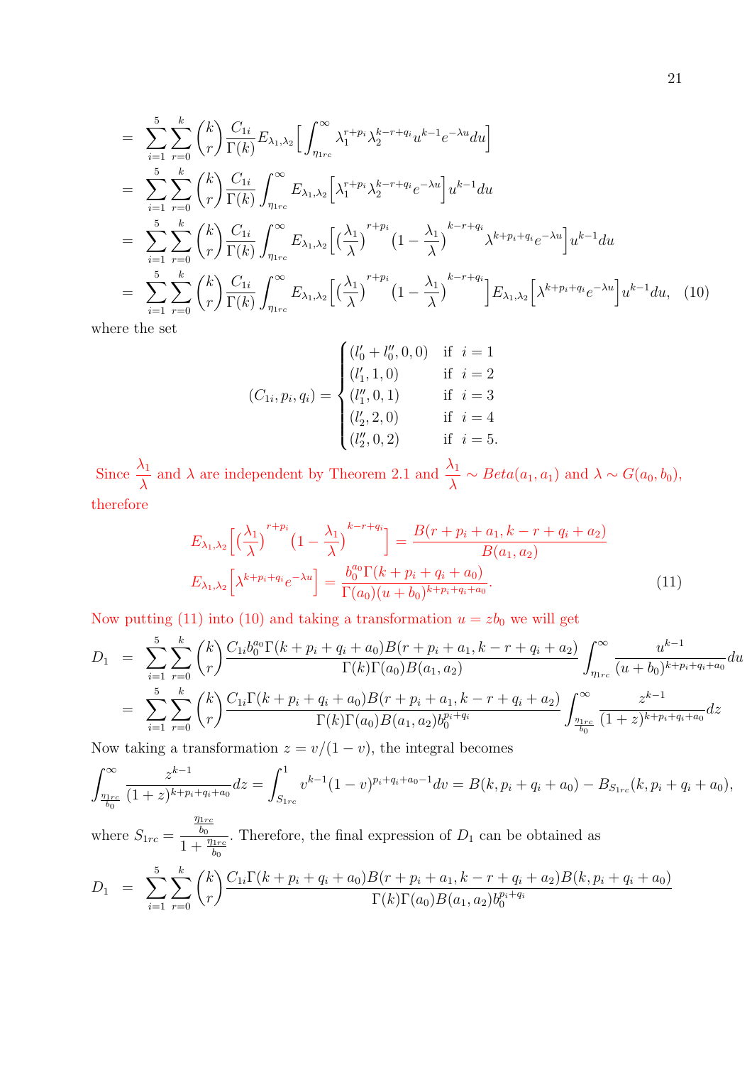$$
\begin{aligned}
&= \sum_{i=1}^{5}\sum_{r=0}^{k}\binom{k}{r}\frac{C_{1i}}{\Gamma(k)}E_{\lambda_1,\lambda_2}\Big[\int_{\eta_{1rc}}^{\infty}\lambda_1^{r+p_i}\lambda_2^{k-r+q_i}u^{k-1}e^{-\lambda u}du\Big] \\
&= \sum_{i=1}^{5}\sum_{r=0}^{k}\binom{k}{r}\frac{C_{1i}}{\Gamma(k)}\int_{\eta_{1rc}}^{\infty}E_{\lambda_1,\lambda_2}\Big[\lambda_1^{r+p_i}\lambda_2^{k-r+q_i}e^{-\lambda u}\Big]u^{k-1}du \\
&= \sum_{i=1}^{5}\sum_{r=0}^{k}\binom{k}{r}\frac{C_{1i}}{\Gamma(k)}\int_{\eta_{1rc}}^{\infty}E_{\lambda_1,\lambda_2}\Big[\big(\frac{\lambda_1}{\lambda}\big)^{r+p_i}\big(1-\frac{\lambda_1}{\lambda}\big)^{k-r+q_i}\lambda^{k+p_i+q_i}e^{-\lambda u}\Big]u^{k-1}du \\
&= \sum_{i=1}^{5}\sum_{r=0}^{k}\binom{k}{r}\frac{C_{1i}}{\Gamma(k)}\int_{\eta_{1rc}}^{\infty}E_{\lambda_1,\lambda_2}\Big[\big(\frac{\lambda_1}{\lambda}\big)^{r+p_i}\big(1-\frac{\lambda_1}{\lambda}\big)^{k-r+q_i}\Big]E_{\lambda_1,\lambda_2}\Big[\lambda^{k+p_i+q_i}e^{-\lambda u}\Big]u^{k-1}du, \quad (10)
\end{aligned}
$$

where the set

$$
(C_{1i},p_i,q_i)=\begin{cases}(l_0'+l_0'',0,0) & \text{if } \ i=1\\ (l_1',1,0) & \text{if } \ i=2\\ (l_1'',0,1) & \text{if } \ i=3\\ (l_2',2,0) & \text{if } \ i=4\\ (l_2'',0,2) & \text{if } \ i=5.\end{cases}
$$

Since $\frac{\lambda_1}{\lambda}$ and $\lambda$ are independent by Theorem 2.1 and $\frac{\lambda_1}{\lambda}\sim Beta(a_1,a_1)$ and $\lambda\sim G(a_0,b_0)$, therefore

$$
\begin{aligned}
E_{\lambda_1,\lambda_2}\Big[\big(\frac{\lambda_1}{\lambda}\big)^{r+p_i}\big(1-\frac{\lambda_1}{\lambda}\big)^{k-r+q_i}\Big] &= \frac{B(r+p_i+a_1,k-r+q_i+a_2)}{B(a_1,a_2)}\\
E_{\lambda_1,\lambda_2}\Big[\lambda^{k+p_i+q_i}e^{-\lambda u}\Big] &= \frac{b_0^{a_0}\Gamma(k+p_i+q_i+a_0)}{\Gamma(a_0)(u+b_0)^{k+p_i+q_i+a_0}}. \qquad (11)
\end{aligned}
$$

Now putting (11) into (10) and taking a transformation $u=zb_0$ we will get

$$
\begin{aligned}
D_1 &= \sum_{i=1}^{5}\sum_{r=0}^{k}\binom{k}{r}\frac{C_{1i}b_0^{a_0}\Gamma(k+p_i+q_i+a_0)B(r+p_i+a_1,k-r+q_i+a_2)}{\Gamma(k)\Gamma(a_0)B(a_1,a_2)}\int_{\eta_{1rc}}^{\infty}\frac{u^{k-1}}{(u+b_0)^{k+p_i+q_i+a_0}}du\\
&= \sum_{i=1}^{5}\sum_{r=0}^{k}\binom{k}{r}\frac{C_{1i}\Gamma(k+p_i+q_i+a_0)B(r+p_i+a_1,k-r+q_i+a_2)}{\Gamma(k)\Gamma(a_0)B(a_1,a_2)b_0^{p_i+q_i}}\int_{\frac{\eta_{1rc}}{b_0}}^{\infty}\frac{z^{k-1}}{(1+z)^{k+p_i+q_i+a_0}}dz
\end{aligned}
$$

Now taking a transformation $z=v/(1-v)$, the integral becomes

$$
\int_{\frac{\eta_{1rc}}{b_0}}^{\infty}\frac{z^{k-1}}{(1+z)^{k+p_i+q_i+a_0}}dz=\int_{S_{1rc}}^{1}v^{k-1}(1-v)^{p_i+q_i+a_0-1}dv=B(k,p_i+q_i+a_0)-B_{S_{1rc}}(k,p_i+q_i+a_0),
$$

where $S_{1rc}=\frac{\frac{\eta_{1rc}}{b_0}}{1+\frac{\eta_{1rc}}{b_0}}$. Therefore, the final expression of $D_1$ can be obtained as

$$
D_1 = \sum_{i=1}^{5}\sum_{r=0}^{k}\binom{k}{r}\frac{C_{1i}\Gamma(k+p_i+q_i+a_0)B(r+p_i+a_1,k-r+q_i+a_2)B(k,p_i+q_i+a_0)}{\Gamma(k)\Gamma(a_0)B(a_1,a_2)b_0^{p_i+q_i}}
$$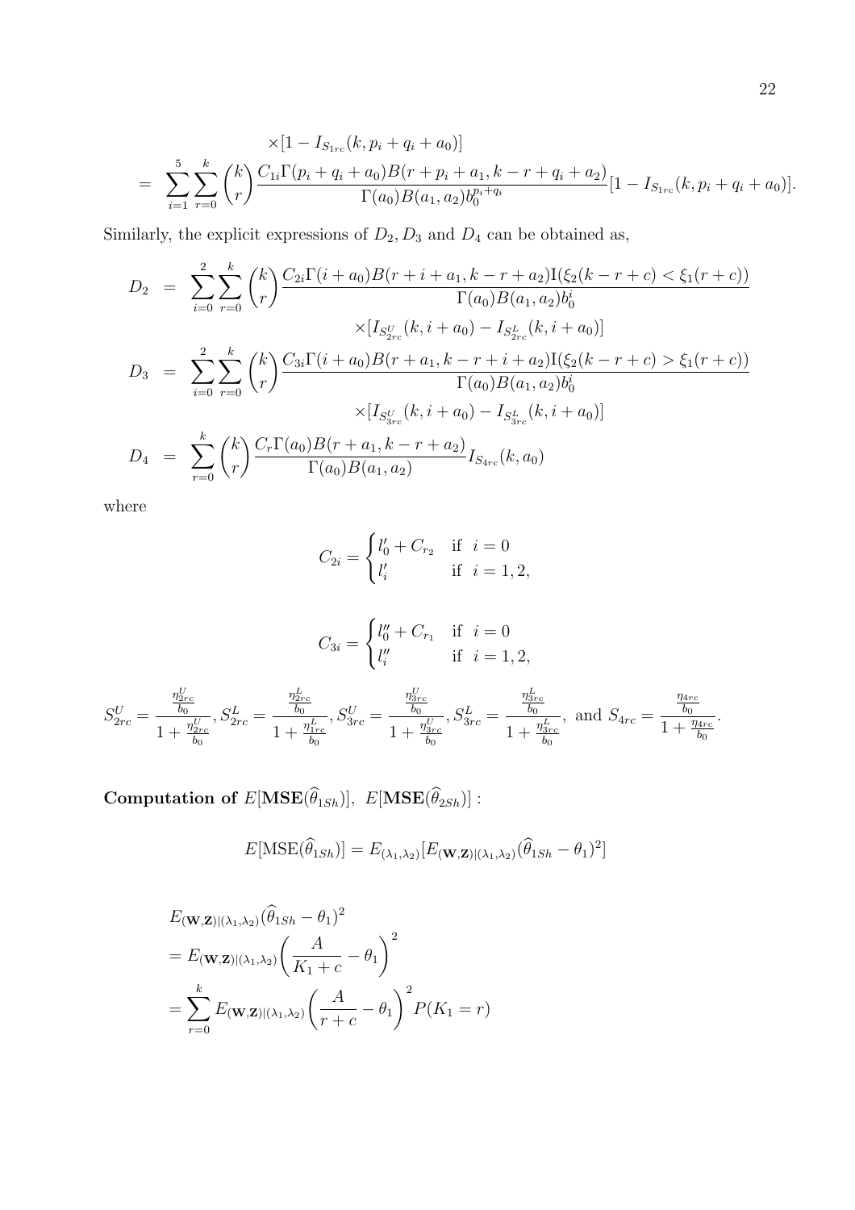$$\times[1 - I_{S_{1rc}}(k, p_i + q_i + a_0)]$$

$$= \sum_{i=1}^{5}\sum_{r=0}^{k}\binom{k}{r}\frac{C_{1i}\Gamma(p_i+q_i+a_0)B(r+p_i+a_1,k-r+q_i+a_2)}{\Gamma(a_0)B(a_1,a_2)b_0^{p_i+q_i}}[1 - I_{S_{1rc}}(k, p_i + q_i + a_0)].$$

Similarly, the explicit expressions of $D_2, D_3$ and $D_4$ can be obtained as,

$$D_2 = \sum_{i=0}^{2}\sum_{r=0}^{k}\binom{k}{r}\frac{C_{2i}\Gamma(i+a_0)B(r+i+a_1,k-r+a_2)\mathrm{I}(\xi_2(k-r+c)<\xi_1(r+c))}{\Gamma(a_0)B(a_1,a_2)b_0^i}$$

$$\times[I_{S^U_{2rc}}(k,i+a_0) - I_{S^L_{2rc}}(k,i+a_0)]$$

$$D_3 = \sum_{i=0}^{2}\sum_{r=0}^{k}\binom{k}{r}\frac{C_{3i}\Gamma(i+a_0)B(r+a_1,k-r+i+a_2)\mathrm{I}(\xi_2(k-r+c)>\xi_1(r+c))}{\Gamma(a_0)B(a_1,a_2)b_0^i}$$

$$\times[I_{S^U_{3rc}}(k,i+a_0) - I_{S^L_{3rc}}(k,i+a_0)]$$

$$D_4 = \sum_{r=0}^{k}\binom{k}{r}\frac{C_r\Gamma(a_0)B(r+a_1,k-r+a_2)}{\Gamma(a_0)B(a_1,a_2)}I_{S_{4rc}}(k,a_0)$$

where

$$C_{2i} = \begin{cases} l'_0 + C_{r_2} & \text{if } i = 0 \\ l'_i & \text{if } i = 1, 2, \end{cases}$$

$$C_{3i} = \begin{cases} l''_0 + C_{r_1} & \text{if } i = 0 \\ l''_i & \text{if } i = 1, 2, \end{cases}$$

$$S^U_{2rc} = \frac{\frac{\eta^U_{2rc}}{b_0}}{1+\frac{\eta^U_{2rc}}{b_0}}, S^L_{2rc} = \frac{\frac{\eta^L_{2rc}}{b_0}}{1+\frac{\eta^L_{1rc}}{b_0}}, S^U_{3rc} = \frac{\frac{\eta^U_{3rc}}{b_0}}{1+\frac{\eta^U_{3rc}}{b_0}}, S^L_{3rc} = \frac{\frac{\eta^L_{3rc}}{b_0}}{1+\frac{\eta^L_{3rc}}{b_0}}, \text{ and } S_{4rc} = \frac{\frac{\eta_{4rc}}{b_0}}{1+\frac{\eta_{4rc}}{b_0}}.$$

**Computation of $E[\mathbf{MSE}(\widehat{\theta}_{1Sh})]$, $E[\mathbf{MSE}(\widehat{\theta}_{2Sh})]$ :**

$$E[\mathrm{MSE}(\widehat{\theta}_{1Sh})] = E_{(\lambda_1,\lambda_2)}[E_{(\mathbf{W},\mathbf{Z})|(\lambda_1,\lambda_2)}(\widehat{\theta}_{1Sh} - \theta_1)^2]$$

$$\begin{aligned}
&E_{(\mathbf{W},\mathbf{Z})|(\lambda_1,\lambda_2)}(\widehat{\theta}_{1Sh} - \theta_1)^2 \\
&= E_{(\mathbf{W},\mathbf{Z})|(\lambda_1,\lambda_2)}\left(\frac{A}{K_1+c} - \theta_1\right)^2 \\
&= \sum_{r=0}^{k} E_{(\mathbf{W},\mathbf{Z})|(\lambda_1,\lambda_2)}\left(\frac{A}{r+c} - \theta_1\right)^2 P(K_1 = r)
\end{aligned}$$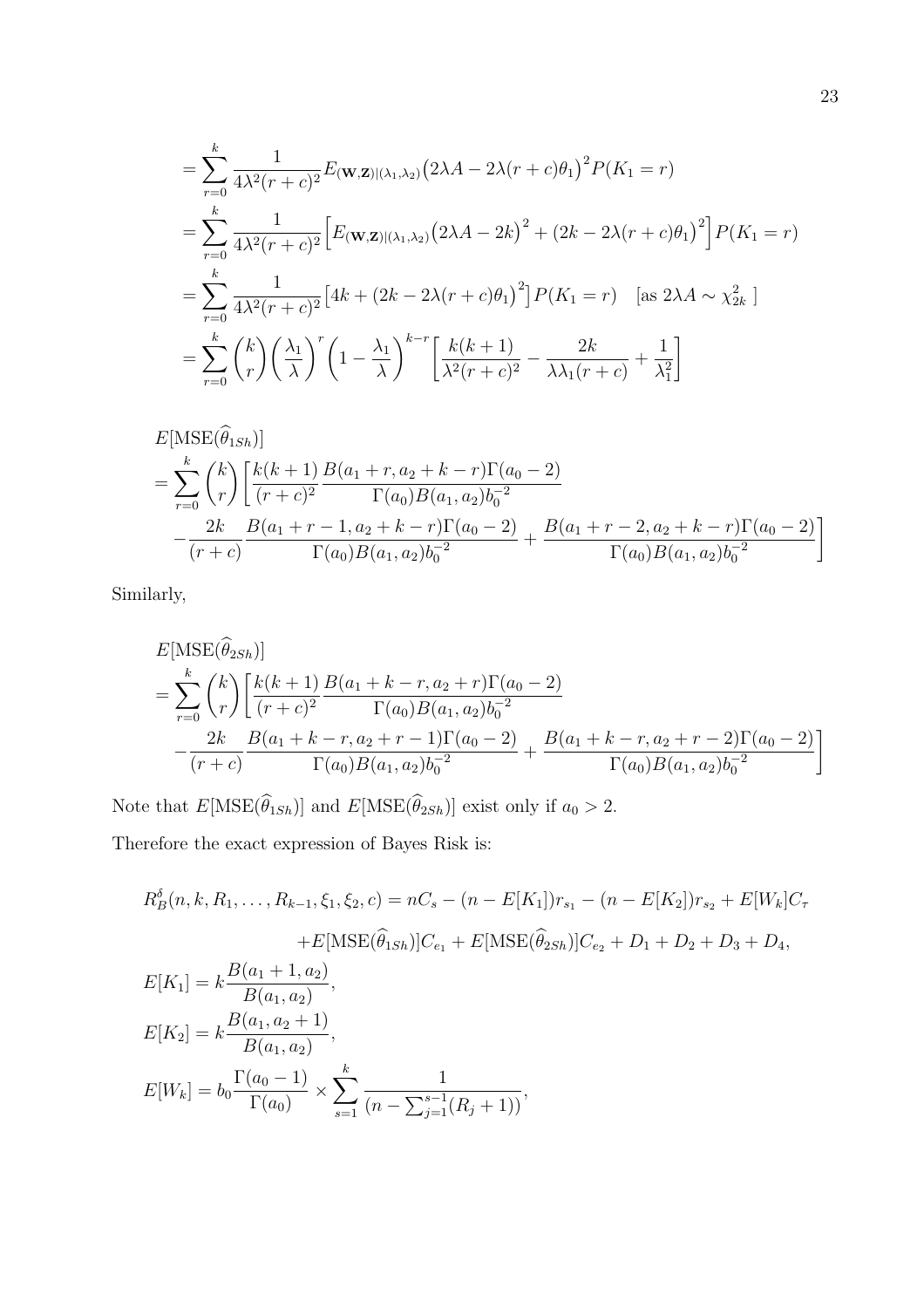$$= \sum_{r=0}^{k} \frac{1}{4\lambda^2 (r+c)^2} E_{(\mathbf{W},\mathbf{Z})|(\lambda_1,\lambda_2)} \big(2\lambda A - 2\lambda(r+c)\theta_1\big)^2 P(K_1 = r)$$

$$= \sum_{r=0}^{k} \frac{1}{4\lambda^2 (r+c)^2} \Big[ E_{(\mathbf{W},\mathbf{Z})|(\lambda_1,\lambda_2)} \big(2\lambda A - 2k\big)^2 + \big(2k - 2\lambda(r+c)\theta_1\big)^2 \Big] P(K_1 = r)$$

$$= \sum_{r=0}^{k} \frac{1}{4\lambda^2 (r+c)^2} \big[ 4k + \big(2k - 2\lambda(r+c)\theta_1\big)^2 \big] P(K_1 = r) \quad [\text{as } 2\lambda A \sim \chi^2_{2k} \ ]$$

$$= \sum_{r=0}^{k} \binom{k}{r} \left(\frac{\lambda_1}{\lambda}\right)^r \left(1 - \frac{\lambda_1}{\lambda}\right)^{k-r} \left[ \frac{k(k+1)}{\lambda^2 (r+c)^2} - \frac{2k}{\lambda \lambda_1 (r+c)} + \frac{1}{\lambda_1^2} \right]$$

$$\begin{aligned}
&E[\text{MSE}(\widehat{\theta}_{1Sh})] \\
&= \sum_{r=0}^{k} \binom{k}{r} \Bigg[ \frac{k(k+1)}{(r+c)^2} \frac{B(a_1 + r, a_2 + k - r)\Gamma(a_0 - 2)}{\Gamma(a_0) B(a_1, a_2) b_0^{-2}} \\
&\quad - \frac{2k}{(r+c)} \frac{B(a_1 + r - 1, a_2 + k - r)\Gamma(a_0 - 2)}{\Gamma(a_0) B(a_1, a_2) b_0^{-2}} + \frac{B(a_1 + r - 2, a_2 + k - r)\Gamma(a_0 - 2)}{\Gamma(a_0) B(a_1, a_2) b_0^{-2}} \Bigg]
\end{aligned}$$

Similarly,

$$\begin{aligned}
&E[\text{MSE}(\widehat{\theta}_{2Sh})] \\
&= \sum_{r=0}^{k} \binom{k}{r} \Bigg[ \frac{k(k+1)}{(r+c)^2} \frac{B(a_1 + k - r, a_2 + r)\Gamma(a_0 - 2)}{\Gamma(a_0) B(a_1, a_2) b_0^{-2}} \\
&\quad - \frac{2k}{(r+c)} \frac{B(a_1 + k - r, a_2 + r - 1)\Gamma(a_0 - 2)}{\Gamma(a_0) B(a_1, a_2) b_0^{-2}} + \frac{B(a_1 + k - r, a_2 + r - 2)\Gamma(a_0 - 2)}{\Gamma(a_0) B(a_1, a_2) b_0^{-2}} \Bigg]
\end{aligned}$$

Note that $E[\text{MSE}(\widehat{\theta}_{1Sh})]$ and $E[\text{MSE}(\widehat{\theta}_{2Sh})]$ exist only if $a_0 > 2$.

Therefore the exact expression of Bayes Risk is:

$$\begin{aligned}
R_B^{\delta}(n, k, R_1, \ldots, R_{k-1}, \xi_1, \xi_2, c) &= nC_s - (n - E[K_1])r_{s_1} - (n - E[K_2])r_{s_2} + E[W_k]C_\tau \\
&\quad + E[\text{MSE}(\widehat{\theta}_{1Sh})]C_{e_1} + E[\text{MSE}(\widehat{\theta}_{2Sh})]C_{e_2} + D_1 + D_2 + D_3 + D_4,
\end{aligned}$$

$$E[K_1] = k \frac{B(a_1 + 1, a_2)}{B(a_1, a_2)},$$

$$E[K_2] = k \frac{B(a_1, a_2 + 1)}{B(a_1, a_2)},$$

$$E[W_k] = b_0 \frac{\Gamma(a_0 - 1)}{\Gamma(a_0)} \times \sum_{s=1}^{k} \frac{1}{(n - \sum_{j=1}^{s-1}(R_j + 1))},$$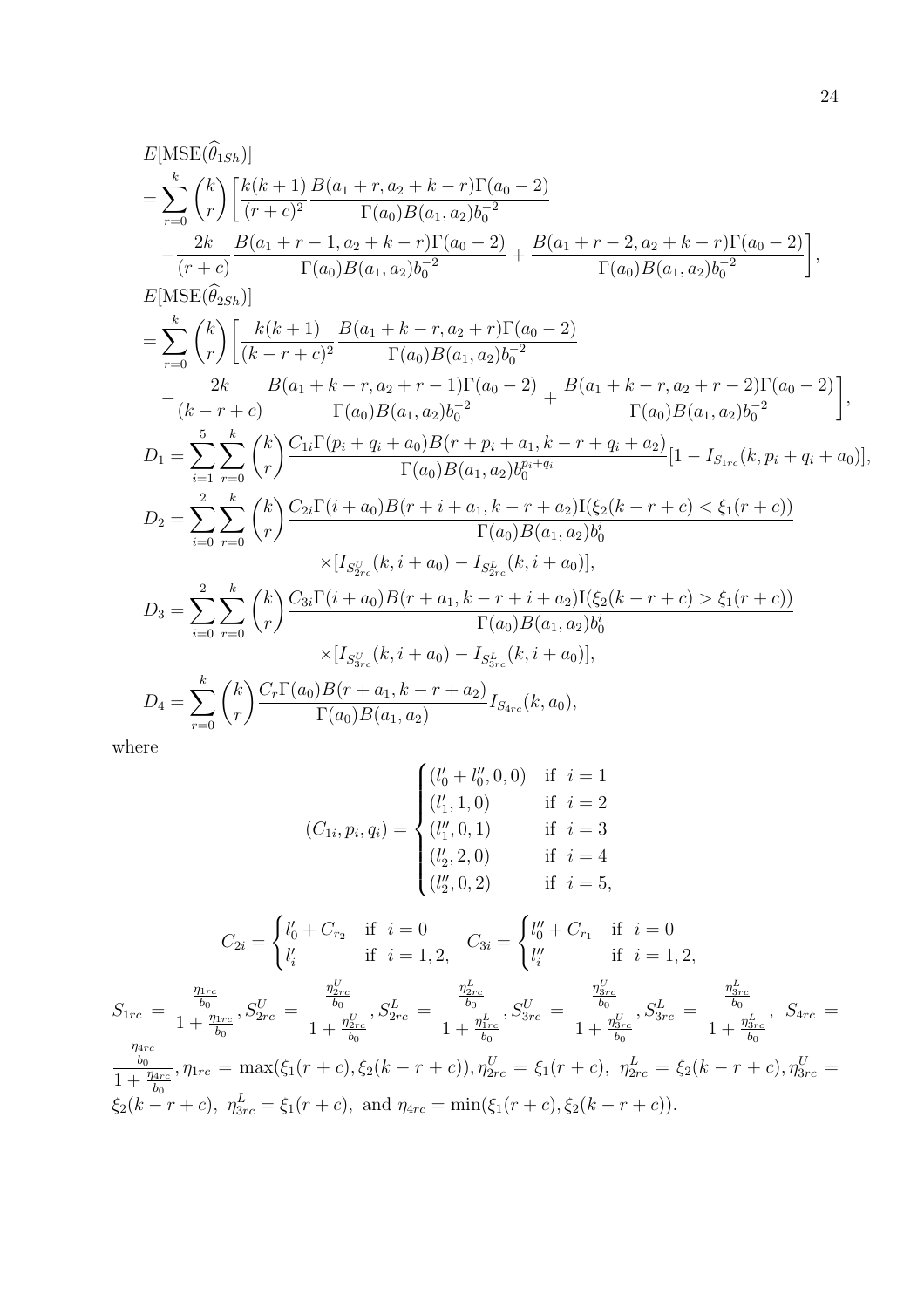$$
\begin{aligned}
&E[\mathrm{MSE}(\widehat{\theta}_{1Sh})] \\
&= \sum_{r=0}^{k}\binom{k}{r}\bigg[\frac{k(k+1)}{(r+c)^2}\frac{B(a_1+r,a_2+k-r)\Gamma(a_0-2)}{\Gamma(a_0)B(a_1,a_2)b_0^{-2}} \\
&\quad -\frac{2k}{(r+c)}\frac{B(a_1+r-1,a_2+k-r)\Gamma(a_0-2)}{\Gamma(a_0)B(a_1,a_2)b_0^{-2}}+\frac{B(a_1+r-2,a_2+k-r)\Gamma(a_0-2)}{\Gamma(a_0)B(a_1,a_2)b_0^{-2}}\bigg],
\end{aligned}
$$

$$
\begin{aligned}
&E[\mathrm{MSE}(\widehat{\theta}_{2Sh})] \\
&= \sum_{r=0}^{k}\binom{k}{r}\bigg[\frac{k(k+1)}{(k-r+c)^2}\frac{B(a_1+k-r,a_2+r)\Gamma(a_0-2)}{\Gamma(a_0)B(a_1,a_2)b_0^{-2}} \\
&\quad -\frac{2k}{(k-r+c)}\frac{B(a_1+k-r,a_2+r-1)\Gamma(a_0-2)}{\Gamma(a_0)B(a_1,a_2)b_0^{-2}}+\frac{B(a_1+k-r,a_2+r-2)\Gamma(a_0-2)}{\Gamma(a_0)B(a_1,a_2)b_0^{-2}}\bigg],
\end{aligned}
$$

$$
D_1=\sum_{i=1}^{5}\sum_{r=0}^{k}\binom{k}{r}\frac{C_{1i}\Gamma(p_i+q_i+a_0)B(r+p_i+a_1,k-r+q_i+a_2)}{\Gamma(a_0)B(a_1,a_2)b_0^{p_i+q_i}}[1-I_{S_{1rc}}(k,p_i+q_i+a_0)],
$$

$$
\begin{aligned}
D_2=\sum_{i=0}^{2}\sum_{r=0}^{k}\binom{k}{r}&\frac{C_{2i}\Gamma(i+a_0)B(r+i+a_1,k-r+a_2)\mathrm{I}(\xi_2(k-r+c)<\xi_1(r+c))}{\Gamma(a_0)B(a_1,a_2)b_0^{i}} \\
&\times[I_{S^U_{2rc}}(k,i+a_0)-I_{S^L_{2rc}}(k,i+a_0)],
\end{aligned}
$$

$$
\begin{aligned}
D_3=\sum_{i=0}^{2}\sum_{r=0}^{k}\binom{k}{r}&\frac{C_{3i}\Gamma(i+a_0)B(r+a_1,k-r+i+a_2)\mathrm{I}(\xi_2(k-r+c)>\xi_1(r+c))}{\Gamma(a_0)B(a_1,a_2)b_0^{i}} \\
&\times[I_{S^U_{3rc}}(k,i+a_0)-I_{S^L_{3rc}}(k,i+a_0)],
\end{aligned}
$$

$$
D_4=\sum_{r=0}^{k}\binom{k}{r}\frac{C_r\Gamma(a_0)B(r+a_1,k-r+a_2)}{\Gamma(a_0)B(a_1,a_2)}I_{S_{4rc}}(k,a_0),
$$

where

$$
(C_{1i},p_i,q_i)=\begin{cases}(l_0'+l_0'',0,0) & \text{if } i=1\\ (l_1',1,0) & \text{if } i=2\\ (l_1'',0,1) & \text{if } i=3\\ (l_2',2,0) & \text{if } i=4\\ (l_2'',0,2) & \text{if } i=5,\end{cases}
$$

$$
C_{2i}=\begin{cases}l_0'+C_{r_2} & \text{if } i=0\\ l_i' & \text{if } i=1,2,\end{cases}\quad C_{3i}=\begin{cases}l_0''+C_{r_1} & \text{if } i=0\\ l_i'' & \text{if } i=1,2,\end{cases}
$$

$S_{1rc}=\dfrac{\frac{\eta_{1rc}}{b_0}}{1+\frac{\eta_{1rc}}{b_0}}, S^U_{2rc}=\dfrac{\frac{\eta^U_{2rc}}{b_0}}{1+\frac{\eta^U_{2rc}}{b_0}}, S^L_{2rc}=\dfrac{\frac{\eta^L_{2rc}}{b_0}}{1+\frac{\eta^L_{1rc}}{b_0}}, S^U_{3rc}=\dfrac{\frac{\eta^U_{3rc}}{b_0}}{1+\frac{\eta^U_{3rc}}{b_0}}, S^L_{3rc}=\dfrac{\frac{\eta^L_{3rc}}{b_0}}{1+\frac{\eta^L_{3rc}}{b_0}},\ S_{4rc}=\dfrac{\frac{\eta_{4rc}}{b_0}}{1+\frac{\eta_{4rc}}{b_0}}$, $\eta_{1rc}=\max(\xi_1(r+c),\xi_2(k-r+c))$, $\eta^U_{2rc}=\xi_1(r+c)$, $\eta^L_{2rc}=\xi_2(k-r+c)$, $\eta^U_{3rc}=\xi_2(k-r+c)$, $\eta^L_{3rc}=\xi_1(r+c)$, and $\eta_{4rc}=\min(\xi_1(r+c),\xi_2(k-r+c))$.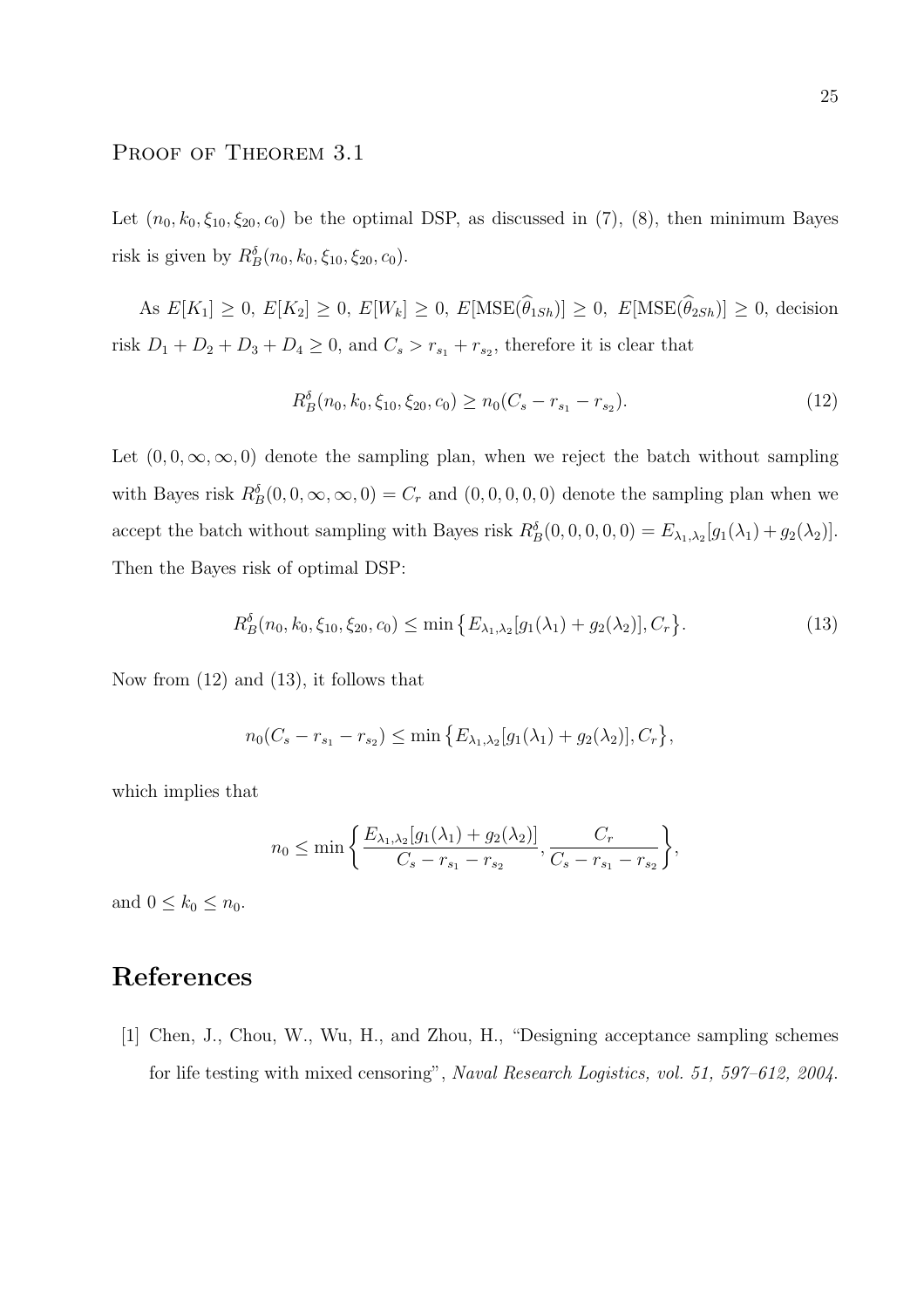## Proof of Theorem 3.1

Let $(n_0, k_0, \xi_{10}, \xi_{20}, c_0)$ be the optimal DSP, as discussed in (7), (8), then minimum Bayes risk is given by $R_B^\delta(n_0, k_0, \xi_{10}, \xi_{20}, c_0)$.

As $E[K_1] \geq 0$, $E[K_2] \geq 0$, $E[W_k] \geq 0$, $E[\text{MSE}(\widehat{\theta}_{1Sh})] \geq 0$, $E[\text{MSE}(\widehat{\theta}_{2Sh})] \geq 0$, decision risk $D_1 + D_2 + D_3 + D_4 \geq 0$, and $C_s > r_{s_1} + r_{s_2}$, therefore it is clear that

$$R_B^\delta(n_0, k_0, \xi_{10}, \xi_{20}, c_0) \geq n_0(C_s - r_{s_1} - r_{s_2}). \tag{12}$$

Let $(0, 0, \infty, \infty, 0)$ denote the sampling plan, when we reject the batch without sampling with Bayes risk $R_B^\delta(0, 0, \infty, \infty, 0) = C_r$ and $(0, 0, 0, 0, 0)$ denote the sampling plan when we accept the batch without sampling with Bayes risk $R_B^\delta(0, 0, 0, 0, 0) = E_{\lambda_1, \lambda_2}[g_1(\lambda_1) + g_2(\lambda_2)]$. Then the Bayes risk of optimal DSP:

$$R_B^\delta(n_0, k_0, \xi_{10}, \xi_{20}, c_0) \leq \min\left\{E_{\lambda_1, \lambda_2}[g_1(\lambda_1) + g_2(\lambda_2)], C_r\right\}. \tag{13}$$

Now from (12) and (13), it follows that

$$n_0(C_s - r_{s_1} - r_{s_2}) \leq \min\left\{E_{\lambda_1, \lambda_2}[g_1(\lambda_1) + g_2(\lambda_2)], C_r\right\},$$

which implies that

$$n_0 \leq \min\left\{\frac{E_{\lambda_1, \lambda_2}[g_1(\lambda_1) + g_2(\lambda_2)]}{C_s - r_{s_1} - r_{s_2}}, \frac{C_r}{C_s - r_{s_1} - r_{s_2}}\right\},$$

and $0 \leq k_0 \leq n_0$.

# References

[1] Chen, J., Chou, W., Wu, H., and Zhou, H., "Designing acceptance sampling schemes for life testing with mixed censoring", *Naval Research Logistics, vol. 51, 597–612, 2004.*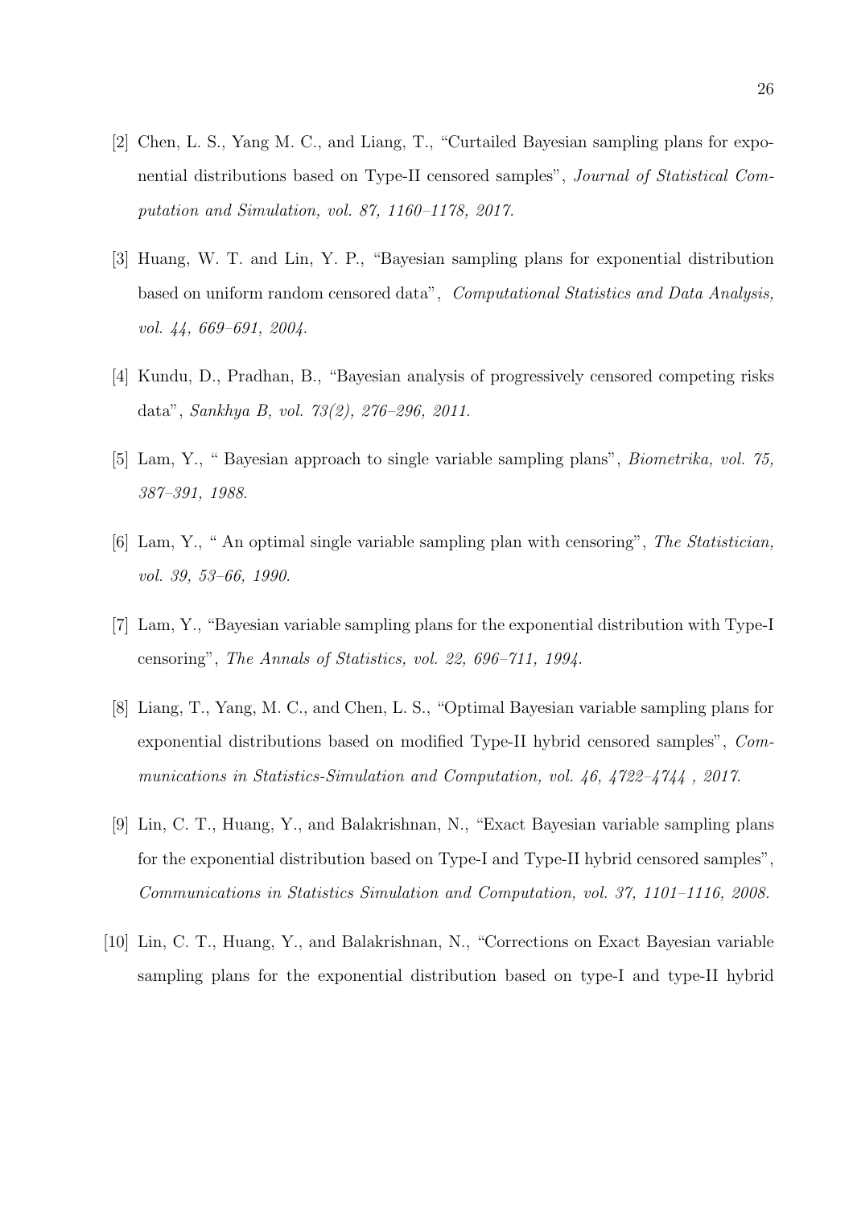[2] Chen, L. S., Yang M. C., and Liang, T., "Curtailed Bayesian sampling plans for exponential distributions based on Type-II censored samples", *Journal of Statistical Computation and Simulation, vol. 87, 1160–1178, 2017.*

[3] Huang, W. T. and Lin, Y. P., "Bayesian sampling plans for exponential distribution based on uniform random censored data", *Computational Statistics and Data Analysis, vol. 44, 669–691, 2004.*

[4] Kundu, D., Pradhan, B., "Bayesian analysis of progressively censored competing risks data", *Sankhya B, vol. 73(2), 276–296, 2011.*

[5] Lam, Y., " Bayesian approach to single variable sampling plans", *Biometrika, vol. 75, 387–391, 1988.*

[6] Lam, Y., " An optimal single variable sampling plan with censoring", *The Statistician, vol. 39, 53–66, 1990.*

[7] Lam, Y., "Bayesian variable sampling plans for the exponential distribution with Type-I censoring", *The Annals of Statistics, vol. 22, 696–711, 1994.*

[8] Liang, T., Yang, M. C., and Chen, L. S., "Optimal Bayesian variable sampling plans for exponential distributions based on modified Type-II hybrid censored samples", *Communications in Statistics-Simulation and Computation, vol. 46, 4722–4744 , 2017.*

[9] Lin, C. T., Huang, Y., and Balakrishnan, N., "Exact Bayesian variable sampling plans for the exponential distribution based on Type-I and Type-II hybrid censored samples", *Communications in Statistics Simulation and Computation, vol. 37, 1101–1116, 2008.*

[10] Lin, C. T., Huang, Y., and Balakrishnan, N., "Corrections on Exact Bayesian variable sampling plans for the exponential distribution based on type-I and type-II hybrid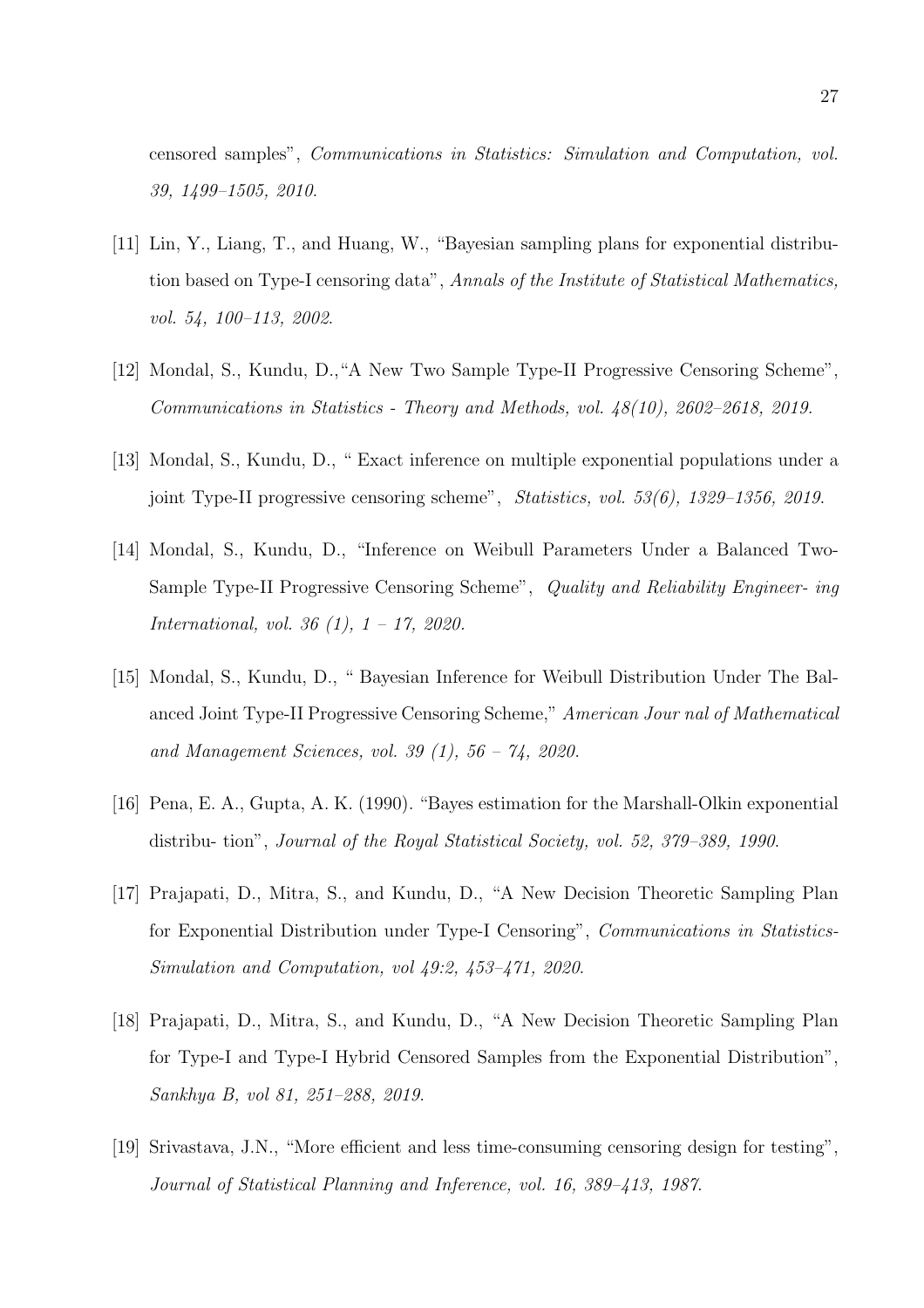censored samples", *Communications in Statistics: Simulation and Computation, vol. 39, 1499–1505, 2010.*

[11] Lin, Y., Liang, T., and Huang, W., "Bayesian sampling plans for exponential distribution based on Type-I censoring data", *Annals of the Institute of Statistical Mathematics, vol. 54, 100–113, 2002.*

[12] Mondal, S., Kundu, D.,"A New Two Sample Type-II Progressive Censoring Scheme", *Communications in Statistics - Theory and Methods, vol. 48(10), 2602–2618, 2019.*

[13] Mondal, S., Kundu, D., " Exact inference on multiple exponential populations under a joint Type-II progressive censoring scheme", *Statistics, vol. 53(6), 1329–1356, 2019.*

[14] Mondal, S., Kundu, D., "Inference on Weibull Parameters Under a Balanced Two-Sample Type-II Progressive Censoring Scheme", *Quality and Reliability Engineer- ing International, vol. 36 (1), 1 – 17, 2020.*

[15] Mondal, S., Kundu, D., " Bayesian Inference for Weibull Distribution Under The Balanced Joint Type-II Progressive Censoring Scheme," *American Jour nal of Mathematical and Management Sciences, vol. 39 (1), 56 – 74, 2020.*

[16] Pena, E. A., Gupta, A. K. (1990). "Bayes estimation for the Marshall-Olkin exponential distribu- tion", *Journal of the Royal Statistical Society, vol. 52, 379–389, 1990.*

[17] Prajapati, D., Mitra, S., and Kundu, D., "A New Decision Theoretic Sampling Plan for Exponential Distribution under Type-I Censoring", *Communications in Statistics-Simulation and Computation, vol 49:2, 453–471, 2020.*

[18] Prajapati, D., Mitra, S., and Kundu, D., "A New Decision Theoretic Sampling Plan for Type-I and Type-I Hybrid Censored Samples from the Exponential Distribution", *Sankhya B, vol 81, 251–288, 2019.*

[19] Srivastava, J.N., "More efficient and less time-consuming censoring design for testing", *Journal of Statistical Planning and Inference, vol. 16, 389–413, 1987.*